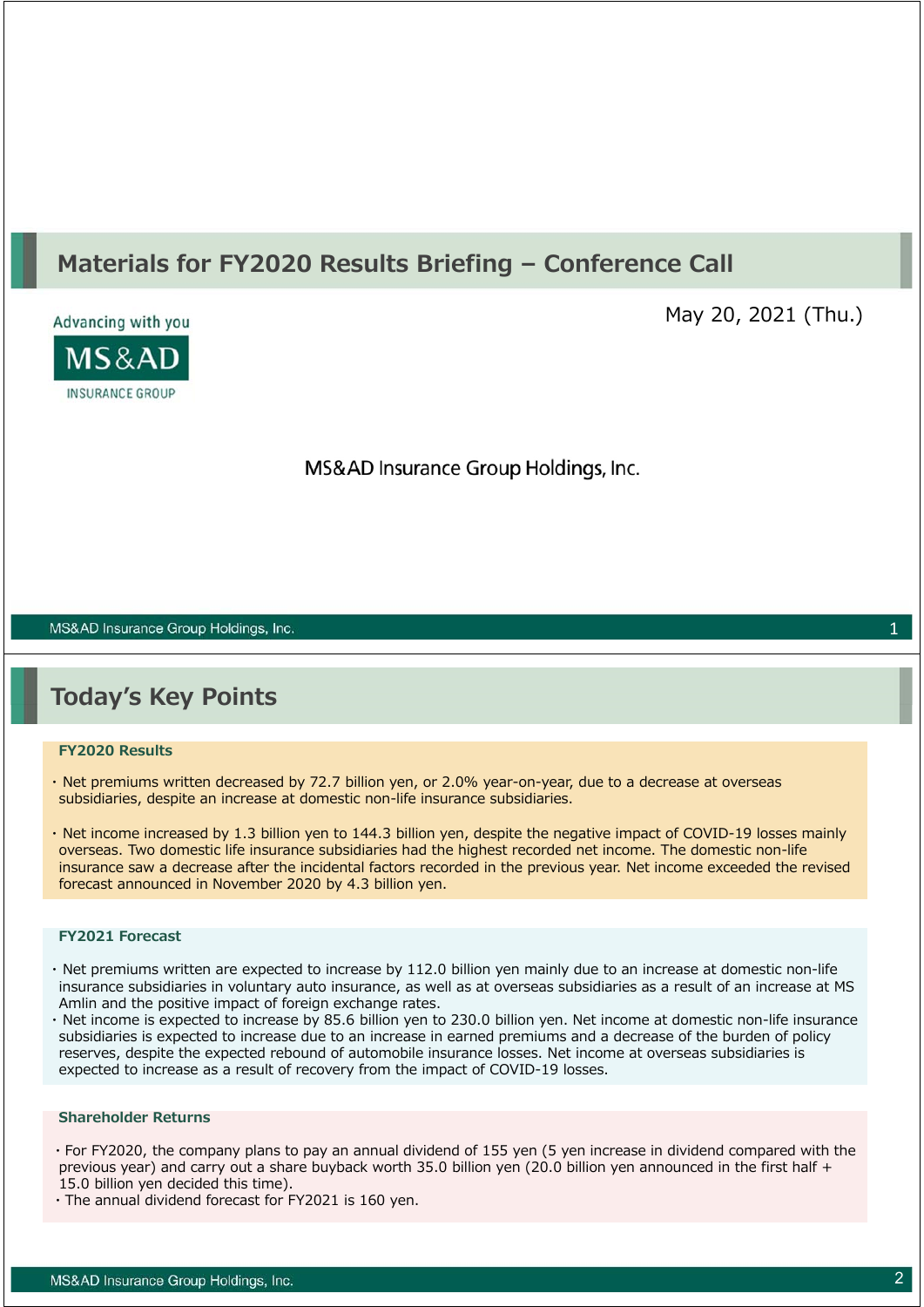# Materials for FY2020 Results Briefing – Conference Call

May 20, 2021 (Thu.)

Advancing with you

MS&AD INSURANCE GROUP

MS&AD Insurance Group Holdings, Inc.

# Today's Key Points

### FY2020 Results

- Net premiums written decreased by 72.7 billion yen, or 2.0% year-on-year, due to a decrease at overseas subsidiaries, despite an increase at domestic non-life insurance subsidiaries.
- Net income increased by 1.3 billion yen to 144.3 billion yen, despite the negative impact of COVID-19 losses mainly overseas. Two domestic life insurance subsidiaries had the highest recorded net income. The domestic non-life insurance saw a decrease after the incidental factors recorded in the previous year. Net income exceeded the revised forecast announced in November 2020 by 4.3 billion yen.

### FY2021 Forecast

- Net premiums written are expected to increase by 112.0 billion yen mainly due to an increase at domestic non-life insurance subsidiaries in voluntary auto insurance, as well as at overseas subsidiaries as a result of an increase at MS Amlin and the positive impact of foreign exchange rates.
- Net income is expected to increase by 85.6 billion yen to 230.0 billion yen. Net income at domestic non-life insurance subsidiaries is expected to increase due to an increase in earned premiums and a decrease of the burden of policy reserves, despite the expected rebound of automobile insurance losses. Net income at overseas subsidiaries is expected to increase as a result of recovery from the impact of COVID-19 losses.

### Shareholder Returns

- For FY2020, the company plans to pay an annual dividend of 155 yen (5 yen increase in dividend compared with the previous year) and carry out a share buyback worth 35.0 billion yen (20.0 billion yen announced in the first half + 15.0 billion yen decided this time).
- The annual dividend forecast for FY2021 is 160 yen.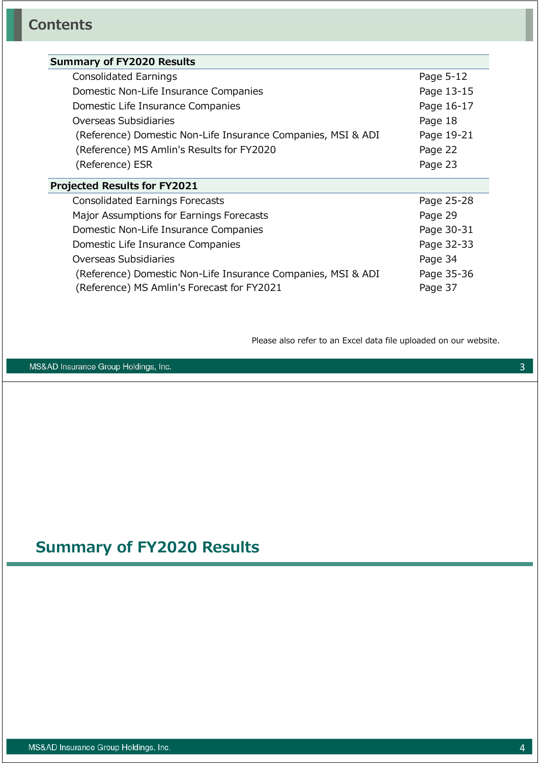## Contents

| Summary of FY2020 Results | |
|---|---|
| Consolidated Earnings | Page 5-12 |
| Domestic Non-Life Insurance Companies | Page 13-15 |
| Domestic Life Insurance Companies | Page 16-17 |
| Overseas Subsidiaries | Page 18 |
| (Reference) Domestic Non-Life Insurance Companies, MSI & ADI | Page 19-21 |
| (Reference) MS Amlin's Results for FY2020 | Page 22 |
| (Reference) ESR | Page 23 |

| Projected Results for FY2021 | |
|---|---|
| Consolidated Earnings Forecasts | Page 25-28 |
| Major Assumptions for Earnings Forecasts | Page 29 |
| Domestic Non-Life Insurance Companies | Page 30-31 |
| Domestic Life Insurance Companies | Page 32-33 |
| Overseas Subsidiaries | Page 34 |
| (Reference) Domestic Non-Life Insurance Companies, MSI & ADI | Page 35-36 |
| (Reference) MS Amlin's Forecast for FY2021 | Page 37 |

Please also refer to an Excel data file uploaded on our website.

# Summary of FY2020 Results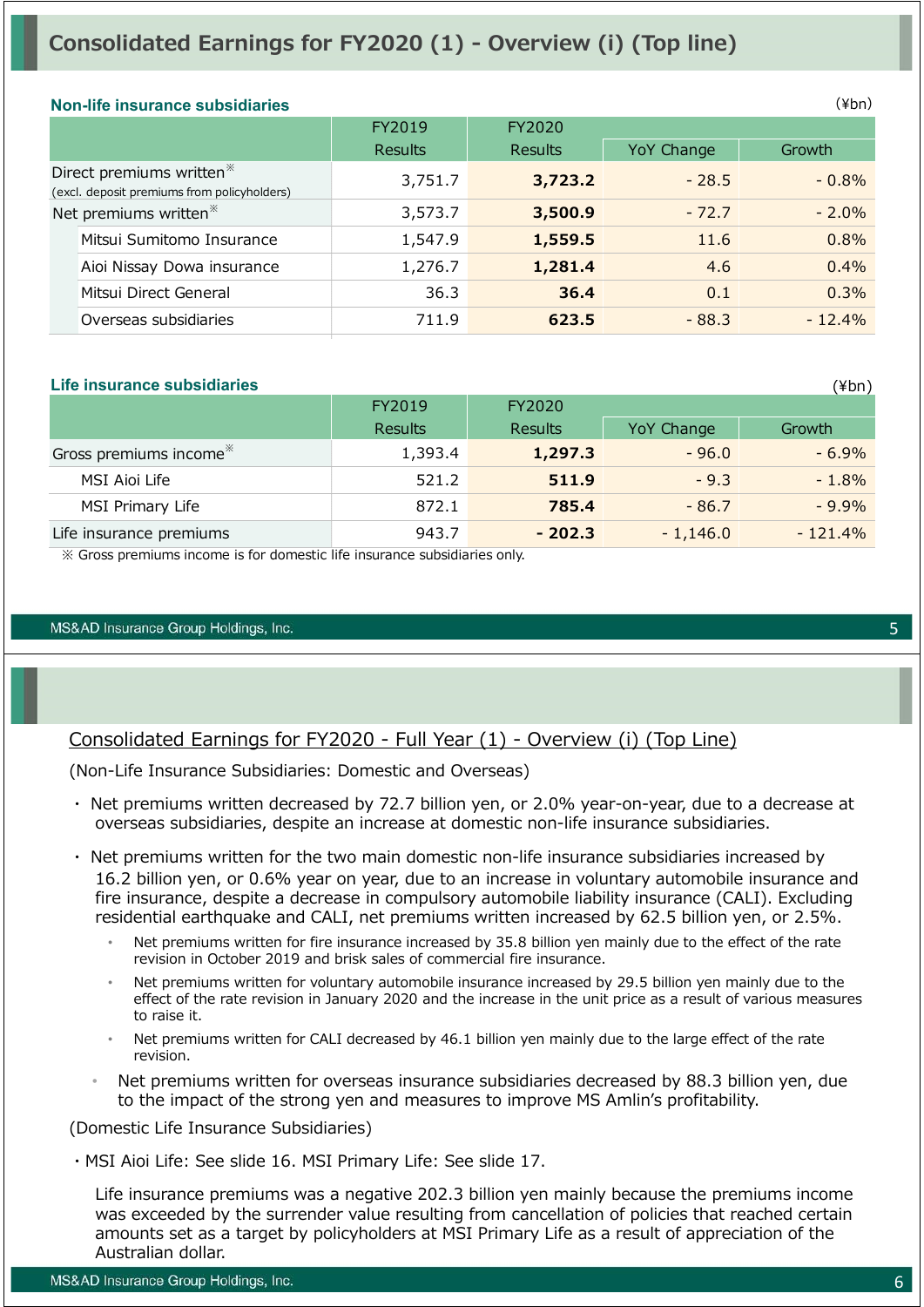# Consolidated Earnings for FY2020 (1) - Overview (i) (Top line)

**Non-life insurance subsidiaries**

(¥bn)

| | FY2019 Results | FY2020 Results | YoY Change | Growth |
|---|---|---|---|---|
| Direct premiums written※ (excl. deposit premiums from policyholders) | 3,751.7 | **3,723.2** | - 28.5 | - 0.8% |
| Net premiums written※ | 3,573.7 | **3,500.9** | - 72.7 | - 2.0% |
| Mitsui Sumitomo Insurance | 1,547.9 | **1,559.5** | 11.6 | 0.8% |
| Aioi Nissay Dowa insurance | 1,276.7 | **1,281.4** | 4.6 | 0.4% |
| Mitsui Direct General | 36.3 | **36.4** | 0.1 | 0.3% |
| Overseas subsidiaries | 711.9 | **623.5** | - 88.3 | - 12.4% |

**Life insurance subsidiaries**

(¥bn)

| | FY2019 Results | FY2020 Results | YoY Change | Growth |
|---|---|---|---|---|
| Gross premiums income※ | 1,393.4 | **1,297.3** | - 96.0 | - 6.9% |
| MSI Aioi Life | 521.2 | **511.9** | - 9.3 | - 1.8% |
| MSI Primary Life | 872.1 | **785.4** | - 86.7 | - 9.9% |
| Life insurance premiums | 943.7 | **- 202.3** | - 1,146.0 | - 121.4% |

※ Gross premiums income is for domestic life insurance subsidiaries only.

## Consolidated Earnings for FY2020 - Full Year (1) - Overview (i) (Top Line)

(Non-Life Insurance Subsidiaries: Domestic and Overseas)

- Net premiums written decreased by 72.7 billion yen, or 2.0% year-on-year, due to a decrease at overseas subsidiaries, despite an increase at domestic non-life insurance subsidiaries.
- Net premiums written for the two main domestic non-life insurance subsidiaries increased by 16.2 billion yen, or 0.6% year on year, due to an increase in voluntary automobile insurance and fire insurance, despite a decrease in compulsory automobile liability insurance (CALI). Excluding residential earthquake and CALI, net premiums written increased by 62.5 billion yen, or 2.5%.
  - Net premiums written for fire insurance increased by 35.8 billion yen mainly due to the effect of the rate revision in October 2019 and brisk sales of commercial fire insurance.
  - Net premiums written for voluntary automobile insurance increased by 29.5 billion yen mainly due to the effect of the rate revision in January 2020 and the increase in the unit price as a result of various measures to raise it.
  - Net premiums written for CALI decreased by 46.1 billion yen mainly due to the large effect of the rate revision.
- Net premiums written for overseas insurance subsidiaries decreased by 88.3 billion yen, due to the impact of the strong yen and measures to improve MS Amlin's profitability.

(Domestic Life Insurance Subsidiaries)

- MSI Aioi Life: See slide 16. MSI Primary Life: See slide 17.

  Life insurance premiums was a negative 202.3 billion yen mainly because the premiums income was exceeded by the surrender value resulting from cancellation of policies that reached certain amounts set as a target by policyholders at MSI Primary Life as a result of appreciation of the Australian dollar.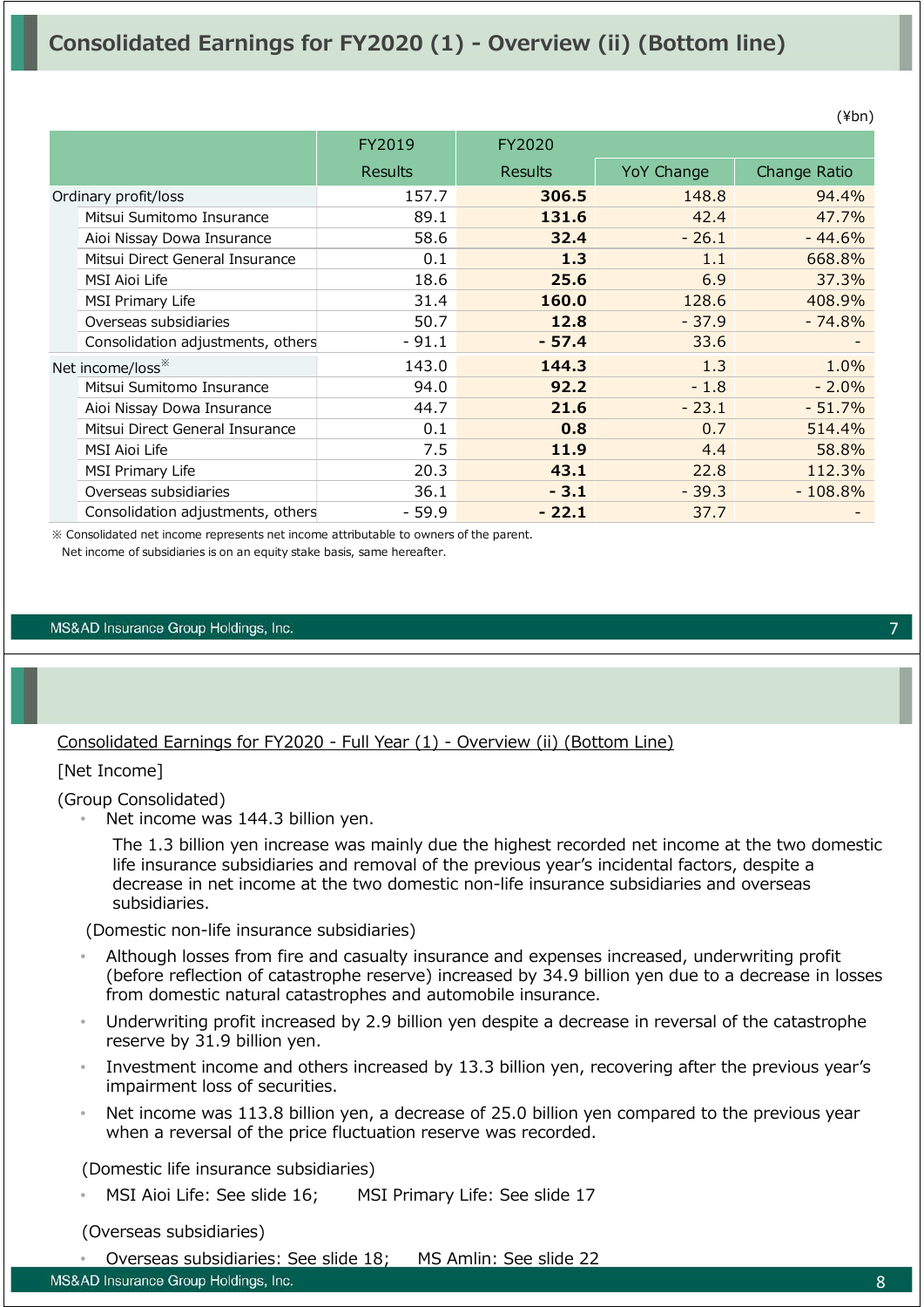# Consolidated Earnings for FY2020 (1) - Overview (ii) (Bottom line)

(¥bn)

| | FY2019 Results | FY2020 Results | YoY Change | Change Ratio |
|---|---|---|---|---|
| Ordinary profit/loss | 157.7 | **306.5** | 148.8 | 94.4% |
| Mitsui Sumitomo Insurance | 89.1 | **131.6** | 42.4 | 47.7% |
| Aioi Nissay Dowa Insurance | 58.6 | **32.4** | - 26.1 | - 44.6% |
| Mitsui Direct General Insurance | 0.1 | **1.3** | 1.1 | 668.8% |
| MSI Aioi Life | 18.6 | **25.6** | 6.9 | 37.3% |
| MSI Primary Life | 31.4 | **160.0** | 128.6 | 408.9% |
| Overseas subsidiaries | 50.7 | **12.8** | - 37.9 | - 74.8% |
| Consolidation adjustments, others | - 91.1 | **- 57.4** | 33.6 | - |
| Net income/loss※ | 143.0 | **144.3** | 1.3 | 1.0% |
| Mitsui Sumitomo Insurance | 94.0 | **92.2** | - 1.8 | - 2.0% |
| Aioi Nissay Dowa Insurance | 44.7 | **21.6** | - 23.1 | - 51.7% |
| Mitsui Direct General Insurance | 0.1 | **0.8** | 0.7 | 514.4% |
| MSI Aioi Life | 7.5 | **11.9** | 4.4 | 58.8% |
| MSI Primary Life | 20.3 | **43.1** | 22.8 | 112.3% |
| Overseas subsidiaries | 36.1 | **- 3.1** | - 39.3 | - 108.8% |
| Consolidation adjustments, others | - 59.9 | **- 22.1** | 37.7 | - |

※ Consolidated net income represents net income attributable to owners of the parent.
Net income of subsidiaries is on an equity stake basis, same hereafter.

Consolidated Earnings for FY2020 - Full Year (1) - Overview (ii) (Bottom Line)

[Net Income]

(Group Consolidated)

- Net income was 144.3 billion yen.

  The 1.3 billion yen increase was mainly due the highest recorded net income at the two domestic life insurance subsidiaries and removal of the previous year's incidental factors, despite a decrease in net income at the two domestic non-life insurance subsidiaries and overseas subsidiaries.

(Domestic non-life insurance subsidiaries)

- Although losses from fire and casualty insurance and expenses increased, underwriting profit (before reflection of catastrophe reserve) increased by 34.9 billion yen due to a decrease in losses from domestic natural catastrophes and automobile insurance.
- Underwriting profit increased by 2.9 billion yen despite a decrease in reversal of the catastrophe reserve by 31.9 billion yen.
- Investment income and others increased by 13.3 billion yen, recovering after the previous year's impairment loss of securities.
- Net income was 113.8 billion yen, a decrease of 25.0 billion yen compared to the previous year when a reversal of the price fluctuation reserve was recorded.

(Domestic life insurance subsidiaries)

- MSI Aioi Life: See slide 16; MSI Primary Life: See slide 17

(Overseas subsidiaries)

- Overseas subsidiaries: See slide 18; MS Amlin: See slide 22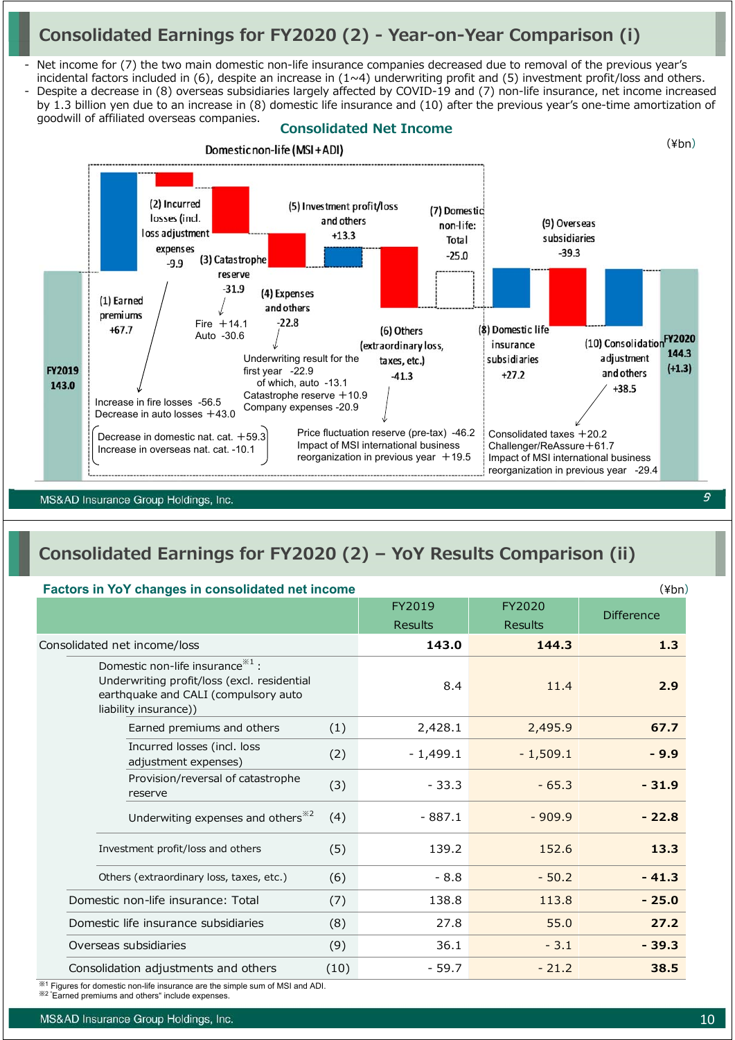# Consolidated Earnings for FY2020 (2) - Year-on-Year Comparison (i)

- Net income for (7) the two main domestic non-life insurance companies decreased due to removal of the previous year's incidental factors included in (6), despite an increase in (1~4) underwriting profit and (5) investment profit/loss and others.
- Despite a decrease in (8) overseas subsidiaries largely affected by COVID-19 and (7) non-life insurance, net income increased by 1.3 billion yen due to an increase in (8) domestic life insurance and (10) after the previous year's one-time amortization of goodwill of affiliated overseas companies.

## Consolidated Net Income

(¥bn)

Domestic non-life (MSI+ADI)

- FY2019: 143.0
- (1) Earned premiums +67.7
- (2) Incurred losses (incl. loss adjustment expenses) -9.9
  - Increase in fire losses -56.5
  - Decrease in auto losses +43.0
  - Decrease in domestic nat. cat. +59.3
  - Increase in overseas nat. cat. -10.1
- (3) Catastrophe reserve -31.9
  - Fire +14.1
  - Auto -30.6
- (4) Expenses and others -22.8
  - Underwriting result for the first year -22.9
    - of which, auto -13.1
  - Catastrophe reserve +10.9
  - Company expenses -20.9
- (5) Investment profit/loss and others +13.3
- (6) Others (extraordinary loss, taxes, etc.) -41.3
  - Price fluctuation reserve (pre-tax) -46.2
  - Impact of MSI international business reorganization in previous year +19.5
- (7) Domestic non-life: Total -25.0
- (8) Domestic life insurance subsidiaries +27.2
- (9) Overseas subsidiaries -39.3
- (10) Consolidation adjustment and others +38.5
  - Consolidated taxes +20.2
  - Challenger/ReAssure +61.7
  - Impact of MSI international business reorganization in previous year -29.4
- FY2020: 144.3 (+1.3)

# Consolidated Earnings for FY2020 (2) – YoY Results Comparison (ii)

**Factors in YoY changes in consolidated net income**

(¥bn)

| | | FY2019 Results | FY2020 Results | Difference |
|---|---|---|---|---|
| Consolidated net income/loss | | **143.0** | **144.3** | **1.3** |
| Domestic non-life insurance[※1]: Underwriting profit/loss (excl. residential earthquake and CALI (compulsory auto liability insurance)) | | 8.4 | 11.4 | **2.9** |
| Earned premiums and others | (1) | 2,428.1 | 2,495.9 | **67.7** |
| Incurred losses (incl. loss adjustment expenses) | (2) | - 1,499.1 | - 1,509.1 | **- 9.9** |
| Provision/reversal of catastrophe reserve | (3) | - 33.3 | - 65.3 | **- 31.9** |
| Underwiting expenses and others[※2] | (4) | - 887.1 | - 909.9 | **- 22.8** |
| Investment profit/loss and others | (5) | 139.2 | 152.6 | **13.3** |
| Others (extraordinary loss, taxes, etc.) | (6) | - 8.8 | - 50.2 | **- 41.3** |
| Domestic non-life insurance: Total | (7) | 138.8 | 113.8 | **- 25.0** |
| Domestic life insurance subsidiaries | (8) | 27.8 | 55.0 | **27.2** |
| Overseas subsidiaries | (9) | 36.1 | - 3.1 | **- 39.3** |
| Consolidation adjustments and others | (10) | - 59.7 | - 21.2 | **38.5** |

※1 Figures for domestic non-life insurance are the simple sum of MSI and ADI.
※2 "Earned premiums and others" include expenses.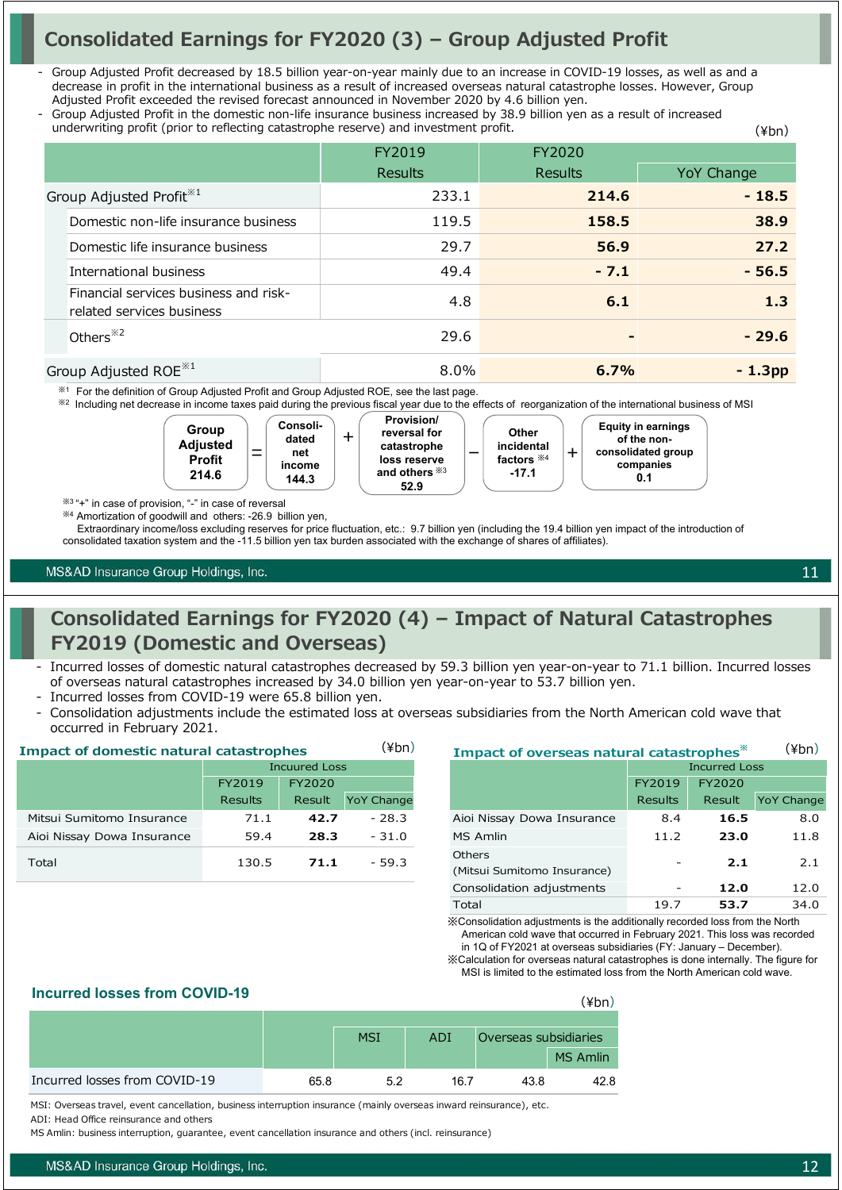# Consolidated Earnings for FY2020 (3) – Group Adjusted Profit

- Group Adjusted Profit decreased by 18.5 billion year-on-year mainly due to an increase in COVID-19 losses, as well as and a decrease in profit in the international business as a result of increased overseas natural catastrophe losses. However, Group Adjusted Profit exceeded the revised forecast announced in November 2020 by 4.6 billion yen.
- Group Adjusted Profit in the domestic non-life insurance business increased by 38.9 billion yen as a result of increased underwriting profit (prior to reflecting catastrophe reserve) and investment profit.

(¥bn)

| | FY2019 Results | FY2020 Results | YoY Change |
|---|---|---|---|
| Group Adjusted Profit※1 | 233.1 | **214.6** | **- 18.5** |
| Domestic non-life insurance business | 119.5 | **158.5** | **38.9** |
| Domestic life insurance business | 29.7 | **56.9** | **27.2** |
| International business | 49.4 | **- 7.1** | **- 56.5** |
| Financial services business and risk-related services business | 4.8 | **6.1** | **1.3** |
| Others※2 | 29.6 | **-** | **- 29.6** |
| Group Adjusted ROE※1 | 8.0% | **6.7%** | **- 1.3pp** |

※1 For the definition of Group Adjusted Profit and Group Adjusted ROE, see the last page.
※2 Including net decrease in income taxes paid during the previous fiscal year due to the effects of reorganization of the international business of MSI

**Group Adjusted Profit 214.6** = **Consolidated net income 144.3** + **Provision/ reversal for catastrophe loss reserve and others※3 52.9** − **Other incidental factors※4 -17.1** + **Equity in earnings of the non-consolidated group companies 0.1**

※3 "+" in case of provision, "-" in case of reversal
※4 Amortization of goodwill and others: -26.9 billion yen,
Extraordinary income/loss excluding reserves for price fluctuation, etc.: 9.7 billion yen (including the 19.4 billion yen impact of the introduction of consolidated taxation system and the -11.5 billion yen tax burden associated with the exchange of shares of affiliates).

# Consolidated Earnings for FY2020 (4) – Impact of Natural Catastrophes FY2019 (Domestic and Overseas)

- Incurred losses of domestic natural catastrophes decreased by 59.3 billion yen year-on-year to 71.1 billion. Incurred losses of overseas natural catastrophes increased by 34.0 billion yen year-on-year to 53.7 billion yen.
- Incurred losses from COVID-19 were 65.8 billion yen.
- Consolidation adjustments include the estimated loss at overseas subsidiaries from the North American cold wave that occurred in February 2021.

**Impact of domestic natural catastrophes** (¥bn)

| | Incurred Loss | | |
|---|---|---|---|
| | FY2019 Results | FY2020 Result | YoY Change |
| Mitsui Sumitomo Insurance | 71.1 | **42.7** | - 28.3 |
| Aioi Nissay Dowa Insurance | 59.4 | **28.3** | - 31.0 |
| Total | 130.5 | **71.1** | - 59.3 |

**Impact of overseas natural catastrophes※** (¥bn)

| | Incurred Loss | | |
|---|---|---|---|
| | FY2019 Results | FY2020 Result | YoY Change |
| Aioi Nissay Dowa Insurance | 8.4 | **16.5** | 8.0 |
| MS Amlin | 11.2 | **23.0** | 11.8 |
| Others (Mitsui Sumitomo Insurance) | - | **2.1** | 2.1 |
| Consolidation adjustments | - | **12.0** | 12.0 |
| Total | 19.7 | **53.7** | 34.0 |

※Consolidation adjustments is the additionally recorded loss from the North American cold wave that occurred in February 2021. This loss was recorded in 1Q of FY2021 at overseas subsidiaries (FY: January – December).
※Calculation for overseas natural catastrophes is done internally. The figure for MSI is limited to the estimated loss from the North American cold wave.

**Incurred losses from COVID-19** (¥bn)

| | | MSI | ADI | Overseas subsidiaries | |
|---|---|---|---|---|---|
| | | | | | MS Amlin |
| Incurred losses from COVID-19 | 65.8 | 5.2 | 16.7 | 43.8 | 42.8 |

MSI: Overseas travel, event cancellation, business interruption insurance (mainly overseas inward reinsurance), etc.
ADI: Head Office reinsurance and others
MS Amlin: business interruption, guarantee, event cancellation insurance and others (incl. reinsurance)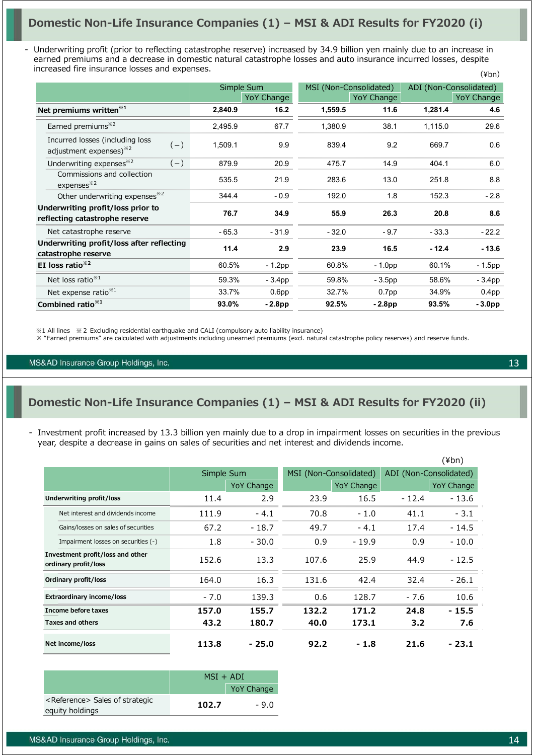## Domestic Non-Life Insurance Companies (1) – MSI & ADI Results for FY2020 (i)

- Underwriting profit (prior to reflecting catastrophe reserve) increased by 34.9 billion yen mainly due to an increase in earned premiums and a decrease in domestic natural catastrophe losses and auto insurance incurred losses, despite increased fire insurance losses and expenses.

(¥bn)

| | | Simple Sum | | MSI (Non-Consolidated) | | ADI (Non-Consolidated) | |
|---|---|---|---|---|---|---|---|
| | | | YoY Change | | YoY Change | | YoY Change |
| **Net premiums written**※1 | | **2,840.9** | **16.2** | **1,559.5** | **11.6** | **1,281.4** | **4.6** |
| Earned premiums※2 | | 2,495.9 | 67.7 | 1,380.9 | 38.1 | 1,115.0 | 29.6 |
| Incurred losses (including loss adjustment expenses)※2 | (－) | 1,509.1 | 9.9 | 839.4 | 9.2 | 669.7 | 0.6 |
| Underwriting expenses※2 | (－) | 879.9 | 20.9 | 475.7 | 14.9 | 404.1 | 6.0 |
| Commissions and collection expenses※2 | | 535.5 | 21.9 | 283.6 | 13.0 | 251.8 | 8.8 |
| Other underwriting expenses※2 | | 344.4 | - 0.9 | 192.0 | 1.8 | 152.3 | - 2.8 |
| **Underwriting profit/loss prior to reflecting catastrophe reserve** | | **76.7** | **34.9** | **55.9** | **26.3** | **20.8** | **8.6** |
| Net catastrophe reserve | | - 65.3 | - 31.9 | - 32.0 | - 9.7 | - 33.3 | - 22.2 |
| **Underwriting profit/loss after reflecting catastrophe reserve** | | **11.4** | **2.9** | **23.9** | **16.5** | **- 12.4** | **- 13.6** |
| **EI loss ratio**※2 | | 60.5% | - 1.2pp | 60.8% | - 1.0pp | 60.1% | - 1.5pp |
| Net loss ratio※1 | | 59.3% | - 3.4pp | 59.8% | - 3.5pp | 58.6% | - 3.4pp |
| Net expense ratio※1 | | 33.7% | 0.6pp | 32.7% | 0.7pp | 34.9% | 0.4pp |
| **Combined ratio**※1 | | **93.0%** | **- 2.8pp** | **92.5%** | **- 2.8pp** | **93.5%** | **- 3.0pp** |

※1 All lines ※2 Excluding residential earthquake and CALI (compulsory auto liability insurance)
※ "Earned premiums" are calculated with adjustments including unearned premiums (excl. natural catastrophe policy reserves) and reserve funds.

## Domestic Non-Life Insurance Companies (1) – MSI & ADI Results for FY2020 (ii)

- Investment profit increased by 13.3 billion yen mainly due to a drop in impairment losses on securities in the previous year, despite a decrease in gains on sales of securities and net interest and dividends income.

(¥bn)

| | Simple Sum | | MSI (Non-Consolidated) | | ADI (Non-Consolidated) | |
|---|---|---|---|---|---|---|
| | | YoY Change | | YoY Change | | YoY Change |
| **Underwriting profit/loss** | 11.4 | 2.9 | 23.9 | 16.5 | - 12.4 | - 13.6 |
| Net interest and dividends income | 111.9 | - 4.1 | 70.8 | - 1.0 | 41.1 | - 3.1 |
| Gains/losses on sales of securities | 67.2 | - 18.7 | 49.7 | - 4.1 | 17.4 | - 14.5 |
| Impairment losses on securities (-) | 1.8 | - 30.0 | 0.9 | - 19.9 | 0.9 | - 10.0 |
| **Investment profit/loss and other ordinary profit/loss** | 152.6 | 13.3 | 107.6 | 25.9 | 44.9 | - 12.5 |
| **Ordinary profit/loss** | 164.0 | 16.3 | 131.6 | 42.4 | 32.4 | - 26.1 |
| **Extraordinary income/loss** | - 7.0 | 139.3 | 0.6 | 128.7 | - 7.6 | 10.6 |
| **Income before taxes** | **157.0** | **155.7** | **132.2** | **171.2** | **24.8** | **- 15.5** |
| **Taxes and others** | **43.2** | **180.7** | **40.0** | **173.1** | **3.2** | **7.6** |
| **Net income/loss** | **113.8** | **- 25.0** | **92.2** | **- 1.8** | **21.6** | **- 23.1** |

| | MSI + ADI | |
|---|---|---|
| | | YoY Change |
| <Reference> Sales of strategic equity holdings | **102.7** | - 9.0 |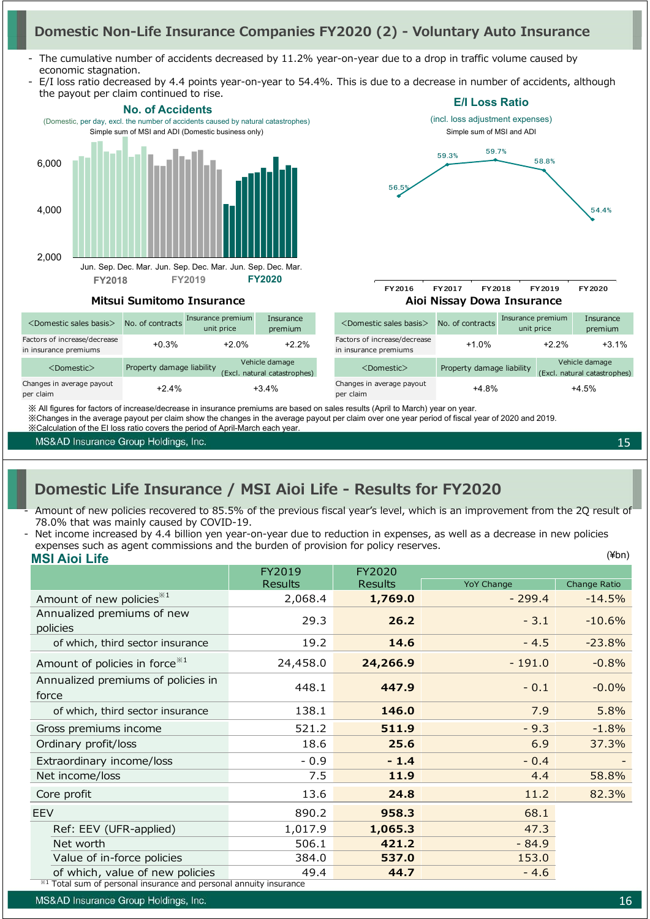## Domestic Non-Life Insurance Companies FY2020 (2) - Voluntary Auto Insurance

- The cumulative number of accidents decreased by 11.2% year-on-year due to a drop in traffic volume caused by economic stagnation.
- E/I loss ratio decreased by 4.4 points year-on-year to 54.4%. This is due to a decrease in number of accidents, although the payout per claim continued to rise.

**No. of Accidents**

(Domestic, per day, excl. the number of accidents caused by natural catastrophes)

Simple sum of MSI and ADI (Domestic business only)

**E/I Loss Ratio**

(incl. loss adjustment expenses)

Simple sum of MSI and ADI

| FY2016 | FY2017 | FY2018 | FY2019 | FY2020 |
|---|---|---|---|---|
| 56.5% | 59.3% | 59.7% | 58.8% | 54.4% |

**Mitsui Sumitomo Insurance**

| <Domestic sales basis> | No. of contracts | Insurance premium unit price | Insurance premium |
|---|---|---|---|
| Factors of increase/decrease in insurance premiums | +0.3% | +2.0% | +2.2% |

| <Domestic> | Property damage liability | Vehicle damage (Excl. natural catastrophes) |
|---|---|---|
| Changes in average payout per claim | +2.4% | +3.4% |

**Aioi Nissay Dowa Insurance**

| <Domestic sales basis> | No. of contracts | Insurance premium unit price | Insurance premium |
|---|---|---|---|
| Factors of increase/decrease in insurance premiums | +1.0% | +2.2% | +3.1% |

| <Domestic> | Property damage liability | Vehicle damage (Excl. natural catastrophes) |
|---|---|---|
| Changes in average payout per claim | +4.8% | +4.5% |

※ All figures for factors of increase/decrease in insurance premiums are based on sales results (April to March) year on year.
※Changes in the average payout per claim show the changes in the average payout per claim over one year period of fiscal year of 2020 and 2019.
※Calculation of the EI loss ratio covers the period of April-March each year.

## Domestic Life Insurance / MSI Aioi Life - Results for FY2020

- Amount of new policies recovered to 85.5% of the previous fiscal year's level, which is an improvement from the 2Q result of 78.0% that was mainly caused by COVID-19.
- Net income increased by 4.4 billion yen year-on-year due to reduction in expenses, as well as a decrease in new policies expenses such as agent commissions and the burden of provision for policy reserves.

**MSI Aioi Life**

(¥bn)

| | FY2019 Results | FY2020 Results | YoY Change | Change Ratio |
|---|---|---|---|---|
| Amount of new policies[※1] | 2,068.4 | **1,769.0** | - 299.4 | -14.5% |
| Annualized premiums of new policies | 29.3 | **26.2** | - 3.1 | -10.6% |
| of which, third sector insurance | 19.2 | **14.6** | - 4.5 | -23.8% |
| Amount of policies in force[※1] | 24,458.0 | **24,266.9** | - 191.0 | -0.8% |
| Annualized premiums of policies in force | 448.1 | **447.9** | - 0.1 | -0.0% |
| of which, third sector insurance | 138.1 | **146.0** | 7.9 | 5.8% |
| Gross premiums income | 521.2 | **511.9** | - 9.3 | -1.8% |
| Ordinary profit/loss | 18.6 | **25.6** | 6.9 | 37.3% |
| Extraordinary income/loss | - 0.9 | **- 1.4** | - 0.4 | - |
| Net income/loss | 7.5 | **11.9** | 4.4 | 58.8% |
| Core profit | 13.6 | **24.8** | 11.2 | 82.3% |
| EEV | 890.2 | **958.3** | 68.1 | |
| Ref: EEV (UFR-applied) | 1,017.9 | **1,065.3** | 47.3 | |
| Net worth | 506.1 | **421.2** | - 84.9 | |
| Value of in-force policies | 384.0 | **537.0** | 153.0 | |
| of which, value of new policies | 49.4 | **44.7** | - 4.6 | |

※1 Total sum of personal insurance and personal annuity insurance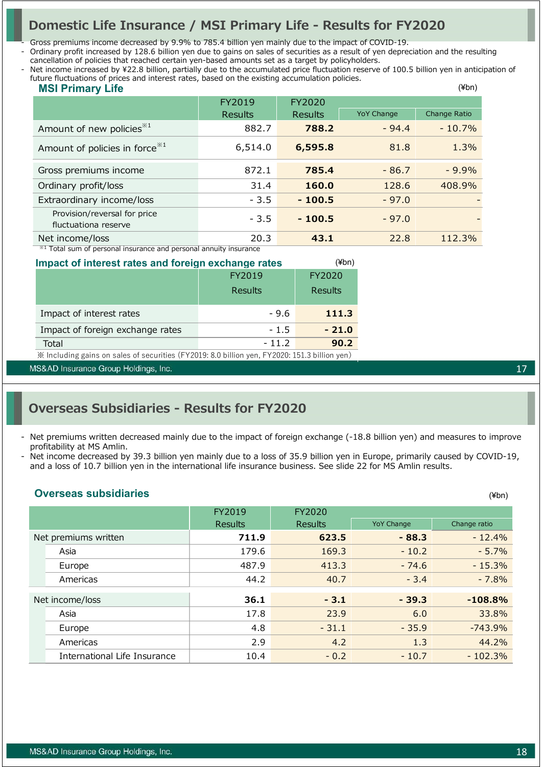# Domestic Life Insurance / MSI Primary Life - Results for FY2020

- Gross premiums income decreased by 9.9% to 785.4 billion yen mainly due to the impact of COVID-19.
- Ordinary profit increased by 128.6 billion yen due to gains on sales of securities as a result of yen depreciation and the resulting cancellation of policies that reached certain yen-based amounts set as a target by policyholders.
- Net income increased by ¥22.8 billion, partially due to the accumulated price fluctuation reserve of 100.5 billion yen in anticipation of future fluctuations of prices and interest rates, based on the existing accumulation policies.

### MSI Primary Life

(¥bn)

| | FY2019 Results | FY2020 Results | YoY Change | Change Ratio |
|---|---|---|---|---|
| Amount of new policies[※1] | 882.7 | **788.2** | - 94.4 | - 10.7% |
| Amount of policies in force[※1] | 6,514.0 | **6,595.8** | 81.8 | 1.3% |
| Gross premiums income | 872.1 | **785.4** | - 86.7 | - 9.9% |
| Ordinary profit/loss | 31.4 | **160.0** | 128.6 | 408.9% |
| Extraordinary income/loss | - 3.5 | **- 100.5** | - 97.0 | - |
| Provision/reversal for price fluctuationa reserve | - 3.5 | **- 100.5** | - 97.0 | - |
| Net income/loss | 20.3 | **43.1** | 22.8 | 112.3% |

※1 Total sum of personal insurance and personal annuity insurance

### Impact of interest rates and foreign exchange rates

(¥bn)

| | FY2019 Results | FY2020 Results |
|---|---|---|
| Impact of interest rates | - 9.6 | **111.3** |
| Impact of foreign exchange rates | - 1.5 | **- 21.0** |
| Total | - 11.2 | **90.2** |

※ Including gains on sales of securities (FY2019: 8.0 billion yen, FY2020: 151.3 billion yen)

# Overseas Subsidiaries - Results for FY2020

- Net premiums written decreased mainly due to the impact of foreign exchange (-18.8 billion yen) and measures to improve profitability at MS Amlin.
- Net income decreased by 39.3 billion yen mainly due to a loss of 35.9 billion yen in Europe, primarily caused by COVID-19, and a loss of 10.7 billion yen in the international life insurance business. See slide 22 for MS Amlin results.

### Overseas subsidiaries

(¥bn)

| | FY2019 Results | FY2020 Results | YoY Change | Change ratio |
|---|---|---|---|---|
| Net premiums written | **711.9** | **623.5** | **- 88.3** | - 12.4% |
| Asia | 179.6 | 169.3 | - 10.2 | - 5.7% |
| Europe | 487.9 | 413.3 | - 74.6 | - 15.3% |
| Americas | 44.2 | 40.7 | - 3.4 | - 7.8% |
| Net income/loss | **36.1** | **- 3.1** | **- 39.3** | **-108.8%** |
| Asia | 17.8 | 23.9 | 6.0 | 33.8% |
| Europe | 4.8 | - 31.1 | - 35.9 | -743.9% |
| Americas | 2.9 | 4.2 | 1.3 | 44.2% |
| International Life Insurance | 10.4 | - 0.2 | - 10.7 | - 102.3% |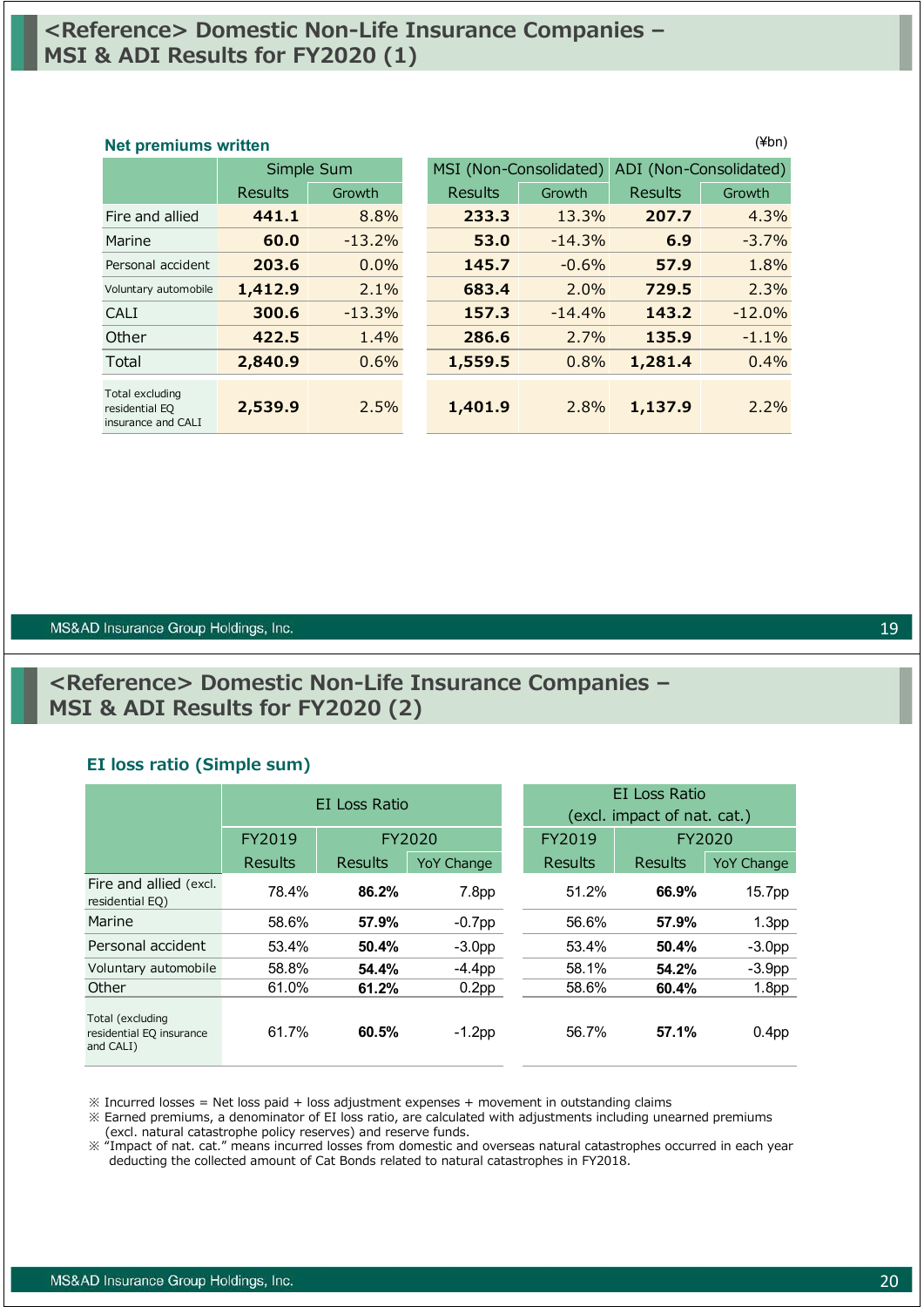# <Reference> Domestic Non-Life Insurance Companies – MSI & ADI Results for FY2020 (1)

**Net premiums written**

(¥bn)

| | Simple Sum | | MSI (Non-Consolidated) | | ADI (Non-Consolidated) | |
|---|---|---|---|---|---|---|
| | Results | Growth | Results | Growth | Results | Growth |
| Fire and allied | **441.1** | 8.8% | **233.3** | 13.3% | **207.7** | 4.3% |
| Marine | **60.0** | -13.2% | **53.0** | -14.3% | **6.9** | -3.7% |
| Personal accident | **203.6** | 0.0% | **145.7** | -0.6% | **57.9** | 1.8% |
| Voluntary automobile | **1,412.9** | 2.1% | **683.4** | 2.0% | **729.5** | 2.3% |
| CALI | **300.6** | -13.3% | **157.3** | -14.4% | **143.2** | -12.0% |
| Other | **422.5** | 1.4% | **286.6** | 2.7% | **135.9** | -1.1% |
| Total | **2,840.9** | 0.6% | **1,559.5** | 0.8% | **1,281.4** | 0.4% |
| Total excluding residential EQ insurance and CALI | **2,539.9** | 2.5% | **1,401.9** | 2.8% | **1,137.9** | 2.2% |

# <Reference> Domestic Non-Life Insurance Companies – MSI & ADI Results for FY2020 (2)

**EI loss ratio (Simple sum)**

| | EI Loss Ratio | | | EI Loss Ratio (excl. impact of nat. cat.) | | |
|---|---|---|---|---|---|---|
| | FY2019 | FY2020 | | FY2019 | FY2020 | |
| | Results | Results | YoY Change | Results | Results | YoY Change |
| Fire and allied (excl. residential EQ) | 78.4% | **86.2%** | 7.8pp | 51.2% | **66.9%** | 15.7pp |
| Marine | 58.6% | **57.9%** | -0.7pp | 56.6% | **57.9%** | 1.3pp |
| Personal accident | 53.4% | **50.4%** | -3.0pp | 53.4% | **50.4%** | -3.0pp |
| Voluntary automobile | 58.8% | **54.4%** | -4.4pp | 58.1% | **54.2%** | -3.9pp |
| Other | 61.0% | **61.2%** | 0.2pp | 58.6% | **60.4%** | 1.8pp |
| Total (excluding residential EQ insurance and CALI) | 61.7% | **60.5%** | -1.2pp | 56.7% | **57.1%** | 0.4pp |

※ Incurred losses = Net loss paid + loss adjustment expenses + movement in outstanding claims

※ Earned premiums, a denominator of EI loss ratio, are calculated with adjustments including unearned premiums (excl. natural catastrophe policy reserves) and reserve funds.

※ "Impact of nat. cat." means incurred losses from domestic and overseas natural catastrophes occurred in each year deducting the collected amount of Cat Bonds related to natural catastrophes in FY2018.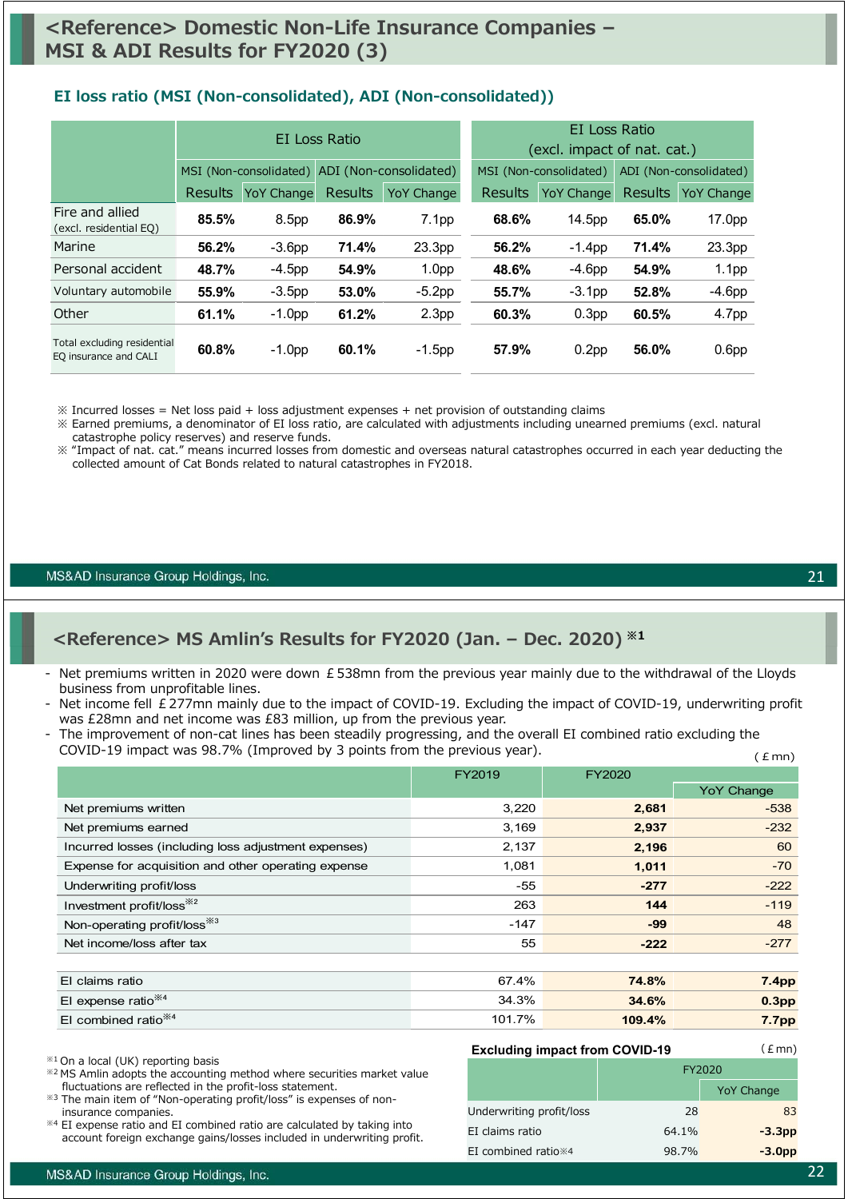# <Reference> Domestic Non-Life Insurance Companies – MSI & ADI Results for FY2020 (3)

### EI loss ratio (MSI (Non-consolidated), ADI (Non-consolidated))

| | EI Loss Ratio | | | | EI Loss Ratio (excl. impact of nat. cat.) | | | |
|---|---|---|---|---|---|---|---|---|
| | MSI (Non-consolidated) | | ADI (Non-consolidated) | | MSI (Non-consolidated) | | ADI (Non-consolidated) | |
| | Results | YoY Change | Results | YoY Change | Results | YoY Change | Results | YoY Change |
| Fire and allied (excl. residential EQ) | **85.5%** | 8.5pp | **86.9%** | 7.1pp | **68.6%** | 14.5pp | **65.0%** | 17.0pp |
| Marine | **56.2%** | -3.6pp | **71.4%** | 23.3pp | **56.2%** | -1.4pp | **71.4%** | 23.3pp |
| Personal accident | **48.7%** | -4.5pp | **54.9%** | 1.0pp | **48.6%** | -4.6pp | **54.9%** | 1.1pp |
| Voluntary automobile | **55.9%** | -3.5pp | **53.0%** | -5.2pp | **55.7%** | -3.1pp | **52.8%** | -4.6pp |
| Other | **61.1%** | -1.0pp | **61.2%** | 2.3pp | **60.3%** | 0.3pp | **60.5%** | 4.7pp |
| Total excluding residential EQ insurance and CALI | **60.8%** | -1.0pp | **60.1%** | -1.5pp | **57.9%** | 0.2pp | **56.0%** | 0.6pp |

※ Incurred losses = Net loss paid + loss adjustment expenses + net provision of outstanding claims
※ Earned premiums, a denominator of EI loss ratio, are calculated with adjustments including unearned premiums (excl. natural catastrophe policy reserves) and reserve funds.
※ "Impact of nat. cat." means incurred losses from domestic and overseas natural catastrophes occurred in each year deducting the collected amount of Cat Bonds related to natural catastrophes in FY2018.

# <Reference> MS Amlin's Results for FY2020 (Jan. – Dec. 2020) ※1

- Net premiums written in 2020 were down £538mn from the previous year mainly due to the withdrawal of the Lloyds business from unprofitable lines.
- Net income fell £277mn mainly due to the impact of COVID-19. Excluding the impact of COVID-19, underwriting profit was £28mn and net income was £83 million, up from the previous year.
- The improvement of non-cat lines has been steadily progressing, and the overall EI combined ratio excluding the COVID-19 impact was 98.7% (Improved by 3 points from the previous year).

(£mn)

| | FY2019 | FY2020 | YoY Change |
|---|---|---|---|
| Net premiums written | 3,220 | **2,681** | -538 |
| Net premiums earned | 3,169 | **2,937** | -232 |
| Incurred losses (including loss adjustment expenses) | 2,137 | **2,196** | 60 |
| Expense for acquisition and other operating expense | 1,081 | **1,011** | -70 |
| Underwriting profit/loss | -55 | **-277** | -222 |
| Investment profit/loss※2 | 263 | **144** | -119 |
| Non-operating profit/loss※3 | -147 | **-99** | 48 |
| Net income/loss after tax | 55 | **-222** | -277 |
| EI claims ratio | 67.4% | **74.8%** | **7.4pp** |
| EI expense ratio※4 | 34.3% | **34.6%** | **0.3pp** |
| EI combined ratio※4 | 101.7% | **109.4%** | **7.7pp** |

※1 On a local (UK) reporting basis
※2 MS Amlin adopts the accounting method where securities market value fluctuations are reflected in the profit-loss statement.
※3 The main item of "Non-operating profit/loss" is expenses of non-insurance companies.
※4 EI expense ratio and EI combined ratio are calculated by taking into account foreign exchange gains/losses included in underwriting profit.

**Excluding impact from COVID-19** (£mn)

| | FY2020 | YoY Change |
|---|---|---|
| Underwriting profit/loss | 28 | 83 |
| EI claims ratio | 64.1% | **-3.3pp** |
| EI combined ratio※4 | 98.7% | **-3.0pp** |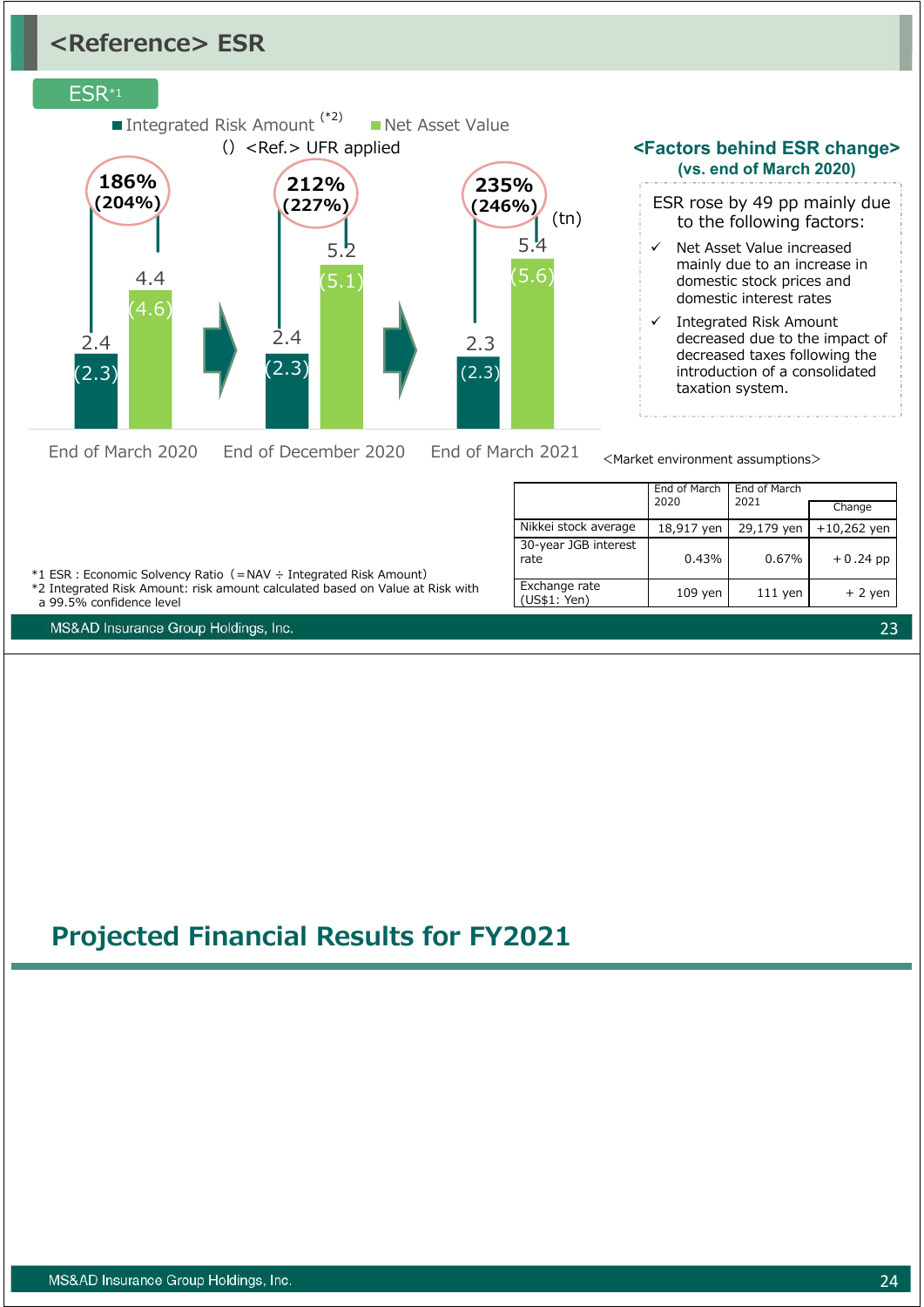# <Reference> ESR

## ESR[*1]

■ Integrated Risk Amount [(*2)] ■ Net Asset Value

() <Ref.> UFR applied

(tn)

| | End of March 2020 | End of December 2020 | End of March 2021 |
|---|---|---|---|
| ESR | 186% (204%) | 212% (227%) | 235% (246%) |
| Integrated Risk Amount | 2.4 (2.3) | 2.4 (2.3) | 2.3 (2.3) |
| Net Asset Value | 4.4 (4.6) | 5.2 (5.1) | 5.4 (5.6) |

**<Factors behind ESR change>**
**(vs. end of March 2020)**

ESR rose by 49 pp mainly due to the following factors:

- ✓ Net Asset Value increased mainly due to an increase in domestic stock prices and domestic interest rates
- ✓ Integrated Risk Amount decreased due to the impact of decreased taxes following the introduction of a consolidated taxation system.

<Market environment assumptions>

| | End of March 2020 | End of March 2021 | Change |
|---|---|---|---|
| Nikkei stock average | 18,917 yen | 29,179 yen | +10,262 yen |
| 30-year JGB interest rate | 0.43% | 0.67% | +0.24 pp |
| Exchange rate (US$1: Yen) | 109 yen | 111 yen | + 2 yen |

*1 ESR : Economic Solvency Ratio（=NAV ÷ Integrated Risk Amount）
*2 Integrated Risk Amount: risk amount calculated based on Value at Risk with a 99.5% confidence level

# Projected Financial Results for FY2021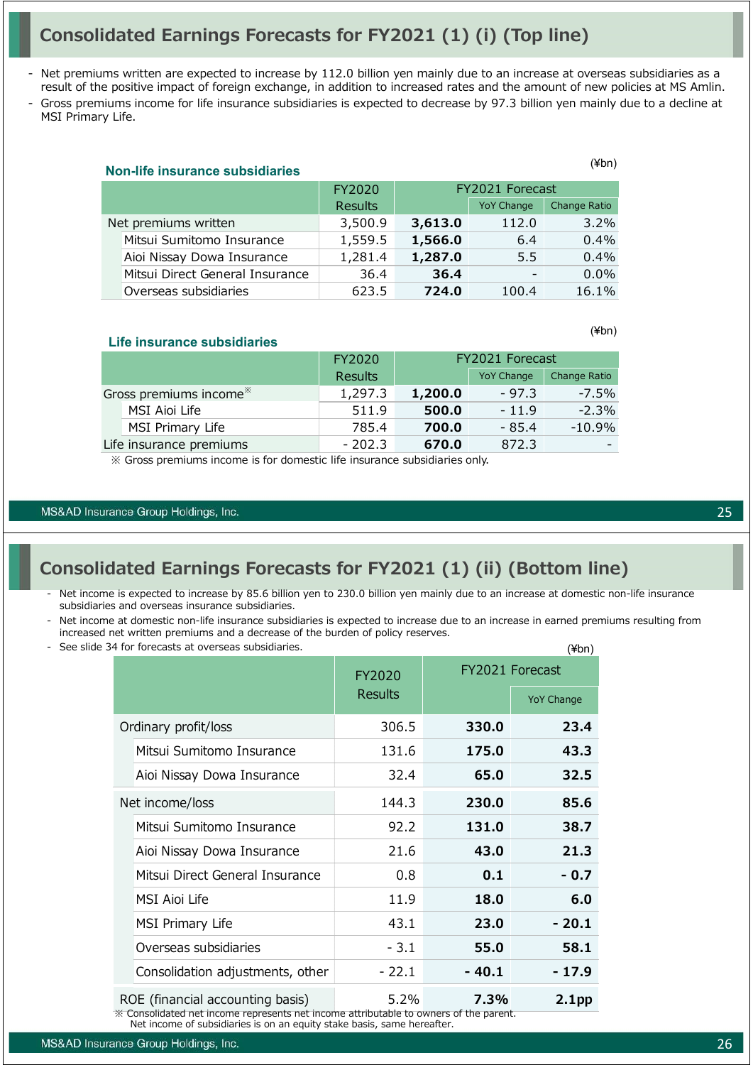# Consolidated Earnings Forecasts for FY2021 (1) (i) (Top line)

- Net premiums written are expected to increase by 112.0 billion yen mainly due to an increase at overseas subsidiaries as a result of the positive impact of foreign exchange, in addition to increased rates and the amount of new policies at MS Amlin.
- Gross premiums income for life insurance subsidiaries is expected to decrease by 97.3 billion yen mainly due to a decline at MSI Primary Life.

### Non-life insurance subsidiaries

(¥bn)

| | FY2020 Results | FY2021 Forecast | | |
|---|---|---|---|---|
| | | | YoY Change | Change Ratio |
| Net premiums written | 3,500.9 | **3,613.0** | 112.0 | 3.2% |
| Mitsui Sumitomo Insurance | 1,559.5 | **1,566.0** | 6.4 | 0.4% |
| Aioi Nissay Dowa Insurance | 1,281.4 | **1,287.0** | 5.5 | 0.4% |
| Mitsui Direct General Insurance | 36.4 | **36.4** | - | 0.0% |
| Overseas subsidiaries | 623.5 | **724.0** | 100.4 | 16.1% |

### Life insurance subsidiaries

(¥bn)

| | FY2020 Results | FY2021 Forecast | | |
|---|---|---|---|---|
| | | | YoY Change | Change Ratio |
| Gross premiums income※ | 1,297.3 | **1,200.0** | - 97.3 | -7.5% |
| MSI Aioi Life | 511.9 | **500.0** | - 11.9 | -2.3% |
| MSI Primary Life | 785.4 | **700.0** | - 85.4 | -10.9% |
| Life insurance premiums | - 202.3 | **670.0** | 872.3 | - |

※ Gross premiums income is for domestic life insurance subsidiaries only.

# Consolidated Earnings Forecasts for FY2021 (1) (ii) (Bottom line)

- Net income is expected to increase by 85.6 billion yen to 230.0 billion yen mainly due to an increase at domestic non-life insurance subsidiaries and overseas insurance subsidiaries.
- Net income at domestic non-life insurance subsidiaries is expected to increase due to an increase in earned premiums resulting from increased net written premiums and a decrease of the burden of policy reserves.
- See slide 34 for forecasts at overseas subsidiaries.

(¥bn)

| | FY2020 Results | FY2021 Forecast | |
|---|---|---|---|
| | | | YoY Change |
| Ordinary profit/loss | 306.5 | **330.0** | **23.4** |
| Mitsui Sumitomo Insurance | 131.6 | **175.0** | **43.3** |
| Aioi Nissay Dowa Insurance | 32.4 | **65.0** | **32.5** |
| Net income/loss | 144.3 | **230.0** | **85.6** |
| Mitsui Sumitomo Insurance | 92.2 | **131.0** | **38.7** |
| Aioi Nissay Dowa Insurance | 21.6 | **43.0** | **21.3** |
| Mitsui Direct General Insurance | 0.8 | **0.1** | **- 0.7** |
| MSI Aioi Life | 11.9 | **18.0** | **6.0** |
| MSI Primary Life | 43.1 | **23.0** | **- 20.1** |
| Overseas subsidiaries | - 3.1 | **55.0** | **58.1** |
| Consolidation adjustments, other | - 22.1 | **- 40.1** | **- 17.9** |
| ROE (financial accounting basis) | 5.2% | **7.3%** | **2.1pp** |

※ Consolidated net income represents net income attributable to owners of the parent.
Net income of subsidiaries is on an equity stake basis, same hereafter.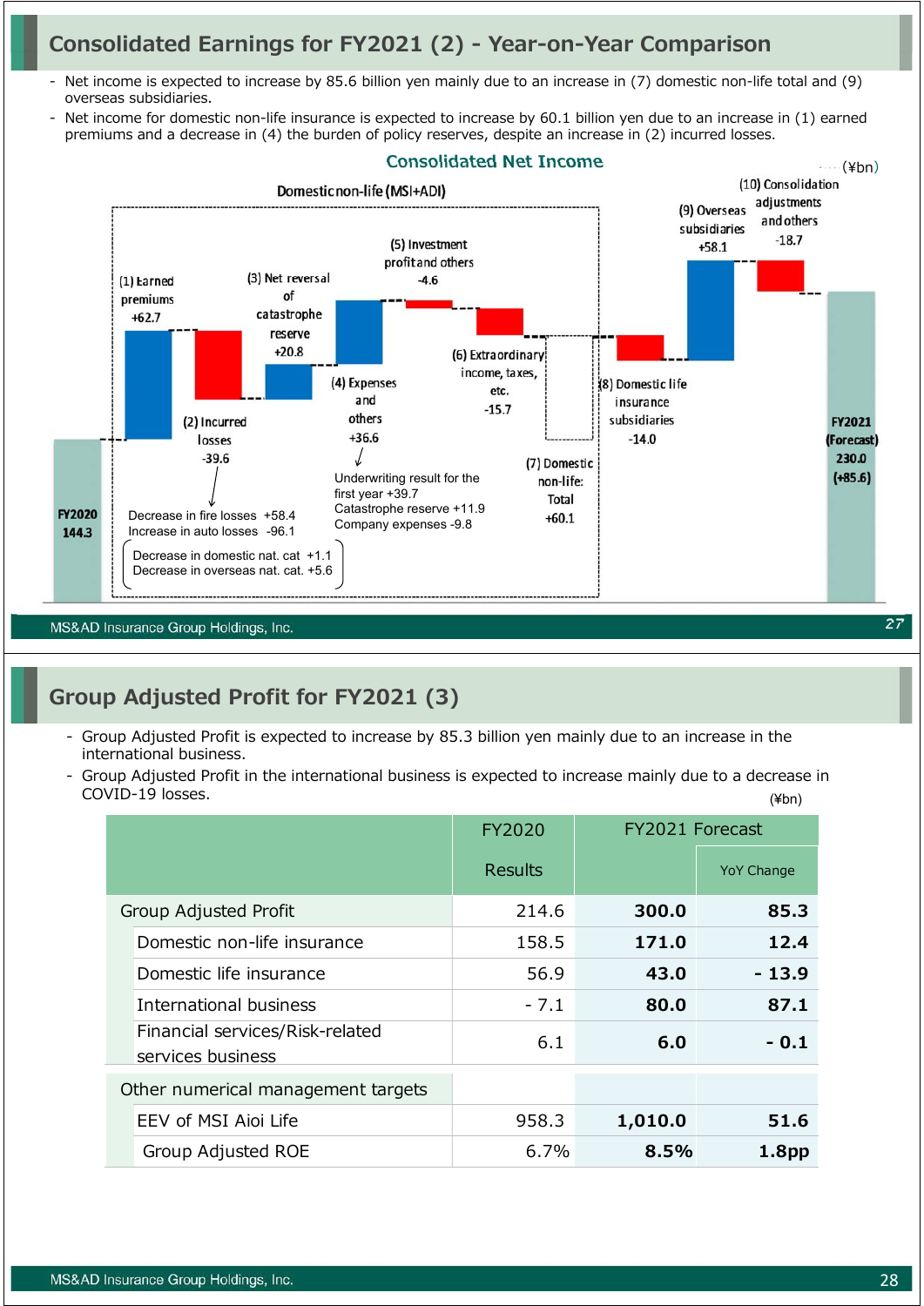# Consolidated Earnings for FY2021 (2) - Year-on-Year Comparison

- Net income is expected to increase by 85.6 billion yen mainly due to an increase in (7) domestic non-life total and (9) overseas subsidiaries.
- Net income for domestic non-life insurance is expected to increase by 60.1 billion yen due to an increase in (1) earned premiums and a decrease in (4) the burden of policy reserves, despite an increase in (2) incurred losses.

**Consolidated Net Income**

(¥bn)

Domestic non-life (MSI+ADI)

- FY2020: 144.3
- (1) Earned premiums: +62.7
- (2) Incurred losses: -39.6
  - Decrease in fire losses +58.4
  - Increase in auto losses -96.1
  - Decrease in domestic nat. cat +1.1
  - Decrease in overseas nat. cat. +5.6
- (3) Net reversal of catastrophe reserve: +20.8
- (4) Expenses and others: +36.6
  - Underwriting result for the first year +39.7
  - Catastrophe reserve +11.9
  - Company expenses -9.8
- (5) Investment profit and others: -4.6
- (6) Extraordinary income, taxes, etc.: -15.7
- (7) Domestic non-life: Total: +60.1
- (8) Domestic life insurance subsidiaries: -14.0
- (9) Overseas subsidiaries: +58.1
- (10) Consolidation adjustments and others: -18.7
- FY2021 (Forecast): 230.0 (+85.6)

# Group Adjusted Profit for FY2021 (3)

- Group Adjusted Profit is expected to increase by 85.3 billion yen mainly due to an increase in the international business.
- Group Adjusted Profit in the international business is expected to increase mainly due to a decrease in COVID-19 losses.

(¥bn)

| | FY2020 Results | FY2021 Forecast | |
|---|---|---|---|
| | | | YoY Change |
| Group Adjusted Profit | 214.6 | **300.0** | **85.3** |
| Domestic non-life insurance | 158.5 | **171.0** | **12.4** |
| Domestic life insurance | 56.9 | **43.0** | **- 13.9** |
| International business | - 7.1 | **80.0** | **87.1** |
| Financial services/Risk-related services business | 6.1 | **6.0** | **- 0.1** |
| Other numerical management targets | | | |
| EEV of MSI Aioi Life | 958.3 | **1,010.0** | **51.6** |
| Group Adjusted ROE | 6.7% | **8.5%** | **1.8pp** |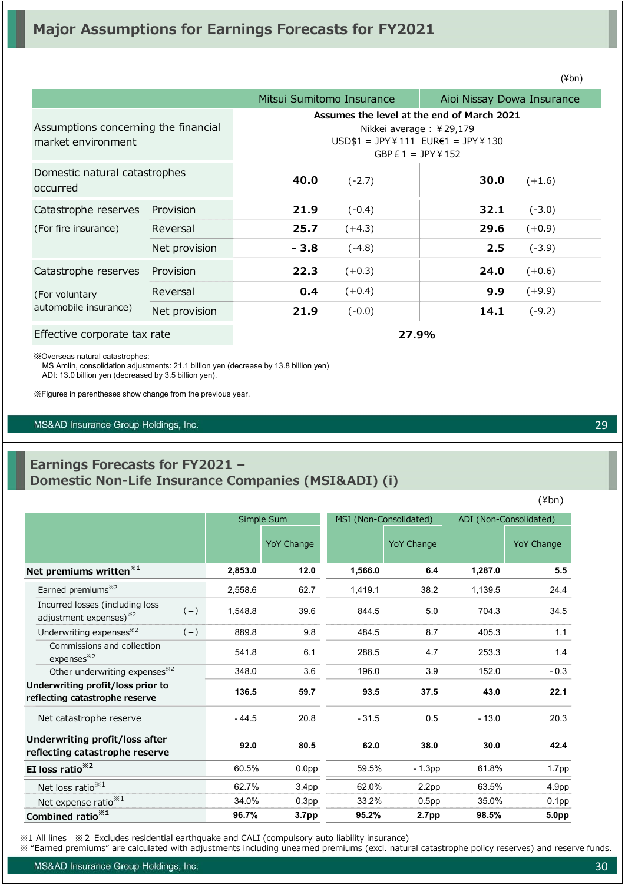## Major Assumptions for Earnings Forecasts for FY2021

(¥bn)

| | | Mitsui Sumitomo Insurance | | Aioi Nissay Dowa Insurance | |
|---|---|---|---|---|---|
| Assumptions concerning the financial market environment | | **Assumes the level at the end of March 2021** Nikkei average：￥29,179 USD$1 = JPY￥111 EUR€1 = JPY￥130 GBP￡1 = JPY￥152 | | | |
| Domestic natural catastrophes occurred | | **40.0** | (-2.7) | **30.0** | (+1.6) |
| Catastrophe reserves (For fire insurance) | Provision | **21.9** | (-0.4) | **32.1** | (-3.0) |
| | Reversal | **25.7** | (+4.3) | **29.6** | (+0.9) |
| | Net provision | **- 3.8** | (-4.8) | **2.5** | (-3.9) |
| Catastrophe reserves (For voluntary automobile insurance) | Provision | **22.3** | (+0.3) | **24.0** | (+0.6) |
| | Reversal | **0.4** | (+0.4) | **9.9** | (+9.9) |
| | Net provision | **21.9** | (-0.0) | **14.1** | (-9.2) |
| Effective corporate tax rate | | **27.9%** | | | |

※Overseas natural catastrophes:
MS Amlin, consolidation adjustments: 21.1 billion yen (decrease by 13.8 billion yen)
ADI: 13.0 billion yen (decreased by 3.5 billion yen).

※Figures in parentheses show change from the previous year.

## Earnings Forecasts for FY2021 – Domestic Non-Life Insurance Companies (MSI&ADI) (i)

(¥bn)

| | | Simple Sum | | MSI (Non-Consolidated) | | ADI (Non-Consolidated) | |
|---|---|---|---|---|---|---|---|
| | | | YoY Change | | YoY Change | | YoY Change |
| **Net premiums written**※1 | | **2,853.0** | **12.0** | **1,566.0** | **6.4** | **1,287.0** | **5.5** |
| Earned premiums※2 | | 2,558.6 | 62.7 | 1,419.1 | 38.2 | 1,139.5 | 24.4 |
| Incurred losses (including loss adjustment expenses)※2 | (－) | 1,548.8 | 39.6 | 844.5 | 5.0 | 704.3 | 34.5 |
| Underwriting expenses※2 | (－) | 889.8 | 9.8 | 484.5 | 8.7 | 405.3 | 1.1 |
| Commissions and collection expenses※2 | | 541.8 | 6.1 | 288.5 | 4.7 | 253.3 | 1.4 |
| Other underwriting expenses※2 | | 348.0 | 3.6 | 196.0 | 3.9 | 152.0 | - 0.3 |
| **Underwriting profit/loss prior to reflecting catastrophe reserve** | | **136.5** | **59.7** | **93.5** | **37.5** | **43.0** | **22.1** |
| Net catastrophe reserve | | - 44.5 | 20.8 | - 31.5 | 0.5 | - 13.0 | 20.3 |
| **Underwriting profit/loss after reflecting catastrophe reserve** | | **92.0** | **80.5** | **62.0** | **38.0** | **30.0** | **42.4** |
| **EI loss ratio**※2 | | 60.5% | 0.0pp | 59.5% | - 1.3pp | 61.8% | 1.7pp |
| Net loss ratio※1 | | 62.7% | 3.4pp | 62.0% | 2.2pp | 63.5% | 4.9pp |
| Net expense ratio※1 | | 34.0% | 0.3pp | 33.2% | 0.5pp | 35.0% | 0.1pp |
| **Combined ratio**※1 | | **96.7%** | **3.7pp** | **95.2%** | **2.7pp** | **98.5%** | **5.0pp** |

※1 All lines ※2 Excludes residential earthquake and CALI (compulsory auto liability insurance)
※ "Earned premiums" are calculated with adjustments including unearned premiums (excl. natural catastrophe policy reserves) and reserve funds.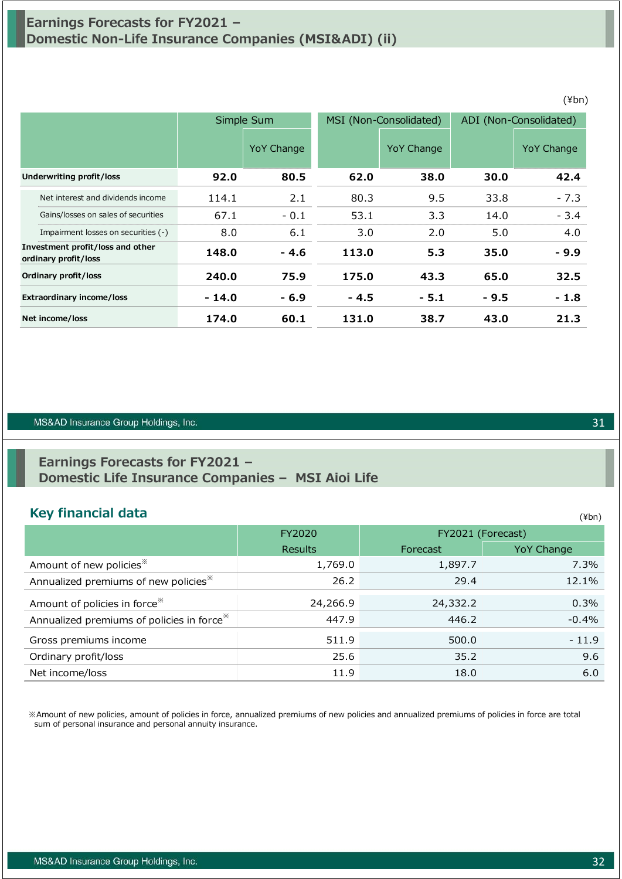## Earnings Forecasts for FY2021 – Domestic Non-Life Insurance Companies (MSI&ADI) (ii)

(¥bn)

| | Simple Sum | | MSI (Non-Consolidated) | | ADI (Non-Consolidated) | |
|---|---|---|---|---|---|---|
| | | YoY Change | | YoY Change | | YoY Change |
| **Underwriting profit/loss** | **92.0** | **80.5** | **62.0** | **38.0** | **30.0** | **42.4** |
| Net interest and dividends income | 114.1 | 2.1 | 80.3 | 9.5 | 33.8 | - 7.3 |
| Gains/losses on sales of securities | 67.1 | - 0.1 | 53.1 | 3.3 | 14.0 | - 3.4 |
| Impairment losses on securities (-) | 8.0 | 6.1 | 3.0 | 2.0 | 5.0 | 4.0 |
| **Investment profit/loss and other ordinary profit/loss** | **148.0** | **- 4.6** | **113.0** | **5.3** | **35.0** | **- 9.9** |
| **Ordinary profit/loss** | **240.0** | **75.9** | **175.0** | **43.3** | **65.0** | **32.5** |
| **Extraordinary income/loss** | **- 14.0** | **- 6.9** | **- 4.5** | **- 5.1** | **- 9.5** | **- 1.8** |
| **Net income/loss** | **174.0** | **60.1** | **131.0** | **38.7** | **43.0** | **21.3** |

## Earnings Forecasts for FY2021 – Domestic Life Insurance Companies – MSI Aioi Life

### Key financial data

(¥bn)

| | FY2020 | FY2021 (Forecast) | |
|---|---|---|---|
| | Results | Forecast | YoY Change |
| Amount of new policies※ | 1,769.0 | 1,897.7 | 7.3% |
| Annualized premiums of new policies※ | 26.2 | 29.4 | 12.1% |
| Amount of policies in force※ | 24,266.9 | 24,332.2 | 0.3% |
| Annualized premiums of policies in force※ | 447.9 | 446.2 | -0.4% |
| Gross premiums income | 511.9 | 500.0 | - 11.9 |
| Ordinary profit/loss | 25.6 | 35.2 | 9.6 |
| Net income/loss | 11.9 | 18.0 | 6.0 |

※Amount of new policies, amount of policies in force, annualized premiums of new policies and annualized premiums of policies in force are total sum of personal insurance and personal annuity insurance.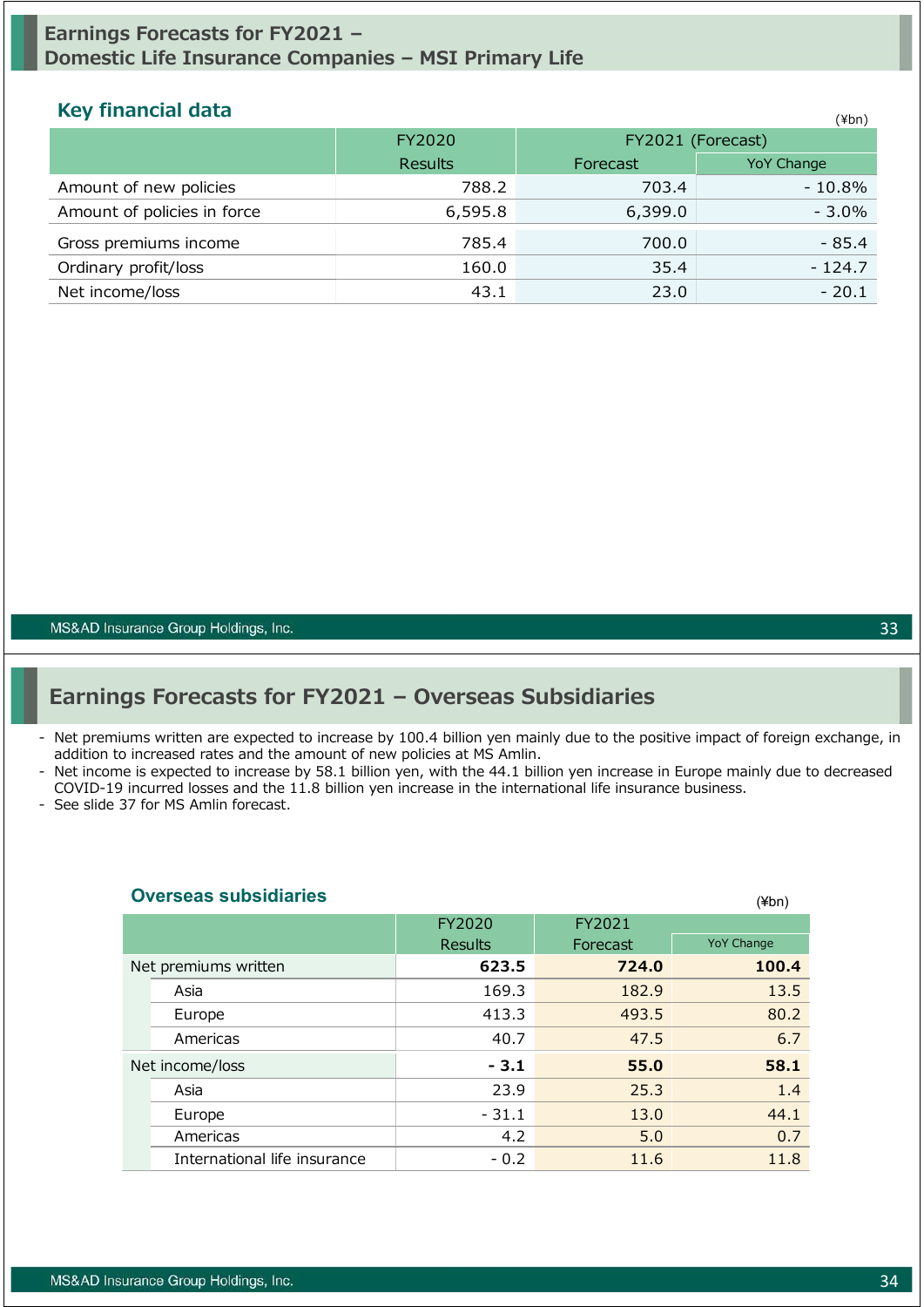# Earnings Forecasts for FY2021 – Domestic Life Insurance Companies – MSI Primary Life

## Key financial data

(¥bn)

| | FY2020 Results | FY2021 (Forecast) Forecast | YoY Change |
|---|---|---|---|
| Amount of new policies | 788.2 | 703.4 | - 10.8% |
| Amount of policies in force | 6,595.8 | 6,399.0 | - 3.0% |
| Gross premiums income | 785.4 | 700.0 | - 85.4 |
| Ordinary profit/loss | 160.0 | 35.4 | - 124.7 |
| Net income/loss | 43.1 | 23.0 | - 20.1 |

# Earnings Forecasts for FY2021 – Overseas Subsidiaries

- Net premiums written are expected to increase by 100.4 billion yen mainly due to the positive impact of foreign exchange, in addition to increased rates and the amount of new policies at MS Amlin.
- Net income is expected to increase by 58.1 billion yen, with the 44.1 billion yen increase in Europe mainly due to decreased COVID-19 incurred losses and the 11.8 billion yen increase in the international life insurance business.
- See slide 37 for MS Amlin forecast.

## Overseas subsidiaries

(¥bn)

| | FY2020 Results | FY2021 Forecast | YoY Change |
|---|---|---|---|
| **Net premiums written** | **623.5** | **724.0** | **100.4** |
| Asia | 169.3 | 182.9 | 13.5 |
| Europe | 413.3 | 493.5 | 80.2 |
| Americas | 40.7 | 47.5 | 6.7 |
| **Net income/loss** | **- 3.1** | **55.0** | **58.1** |
| Asia | 23.9 | 25.3 | 1.4 |
| Europe | - 31.1 | 13.0 | 44.1 |
| Americas | 4.2 | 5.0 | 0.7 |
| International life insurance | - 0.2 | 11.6 | 11.8 |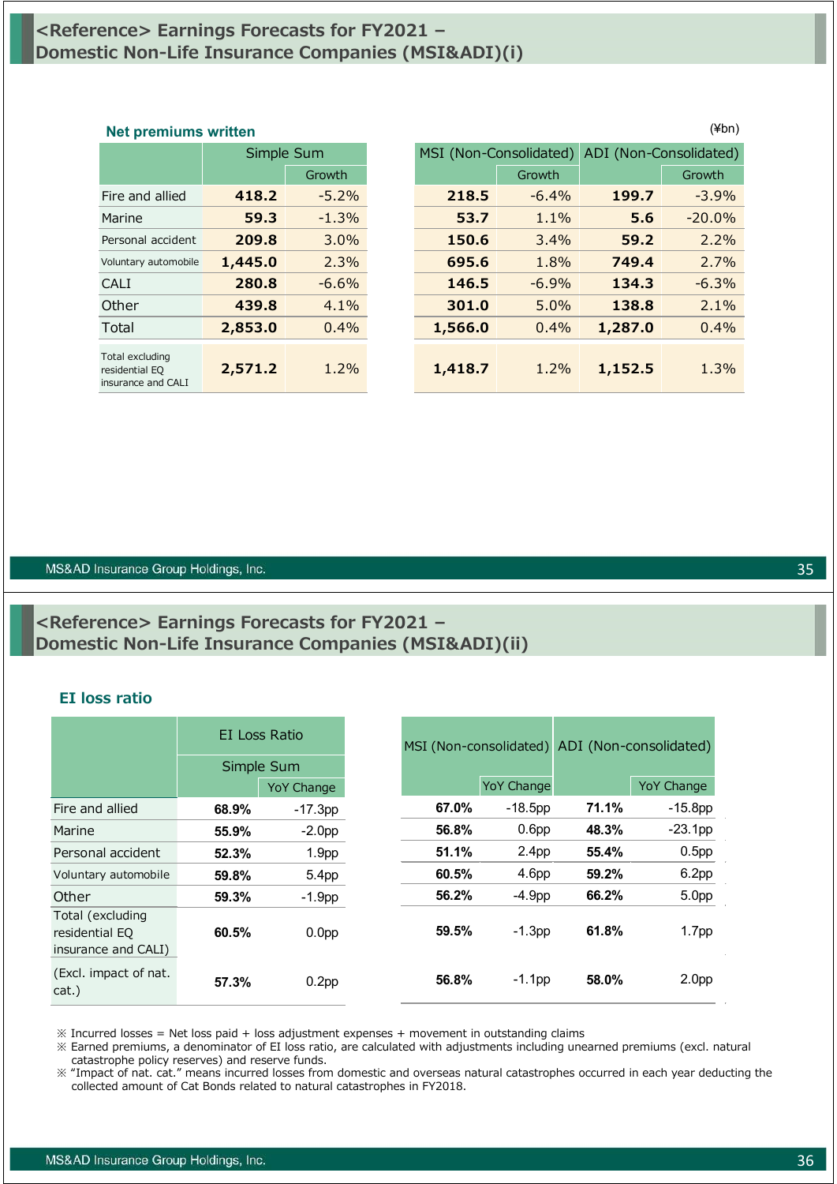## <Reference> Earnings Forecasts for FY2021 – Domestic Non-Life Insurance Companies (MSI&ADI)(i)

### Net premiums written

(¥bn)

| | Simple Sum | | MSI (Non-Consolidated) | | ADI (Non-Consolidated) | |
|---|---|---|---|---|---|---|
| | | Growth | | Growth | | Growth |
| Fire and allied | **418.2** | -5.2% | **218.5** | -6.4% | **199.7** | -3.9% |
| Marine | **59.3** | -1.3% | **53.7** | 1.1% | **5.6** | -20.0% |
| Personal accident | **209.8** | 3.0% | **150.6** | 3.4% | **59.2** | 2.2% |
| Voluntary automobile | **1,445.0** | 2.3% | **695.6** | 1.8% | **749.4** | 2.7% |
| CALI | **280.8** | -6.6% | **146.5** | -6.9% | **134.3** | -6.3% |
| Other | **439.8** | 4.1% | **301.0** | 5.0% | **138.8** | 2.1% |
| Total | **2,853.0** | 0.4% | **1,566.0** | 0.4% | **1,287.0** | 0.4% |
| Total excluding residential EQ insurance and CALI | **2,571.2** | 1.2% | **1,418.7** | 1.2% | **1,152.5** | 1.3% |

## <Reference> Earnings Forecasts for FY2021 – Domestic Non-Life Insurance Companies (MSI&ADI)(ii)

### EI loss ratio

| | EI Loss Ratio Simple Sum | | MSI (Non-consolidated) | | ADI (Non-consolidated) | |
|---|---|---|---|---|---|---|
| | | YoY Change | | YoY Change | | YoY Change |
| Fire and allied | **68.9%** | -17.3pp | **67.0%** | -18.5pp | **71.1%** | -15.8pp |
| Marine | **55.9%** | -2.0pp | **56.8%** | 0.6pp | **48.3%** | -23.1pp |
| Personal accident | **52.3%** | 1.9pp | **51.1%** | 2.4pp | **55.4%** | 0.5pp |
| Voluntary automobile | **59.8%** | 5.4pp | **60.5%** | 4.6pp | **59.2%** | 6.2pp |
| Other | **59.3%** | -1.9pp | **56.2%** | -4.9pp | **66.2%** | 5.0pp |
| Total (excluding residential EQ insurance and CALI) | **60.5%** | 0.0pp | **59.5%** | -1.3pp | **61.8%** | 1.7pp |
| (Excl. impact of nat. cat.) | **57.3%** | 0.2pp | **56.8%** | -1.1pp | **58.0%** | 2.0pp |

※ Incurred losses = Net loss paid + loss adjustment expenses + movement in outstanding claims

※ Earned premiums, a denominator of EI loss ratio, are calculated with adjustments including unearned premiums (excl. natural catastrophe policy reserves) and reserve funds.

※ "Impact of nat. cat." means incurred losses from domestic and overseas natural catastrophes occurred in each year deducting the collected amount of Cat Bonds related to natural catastrophes in FY2018.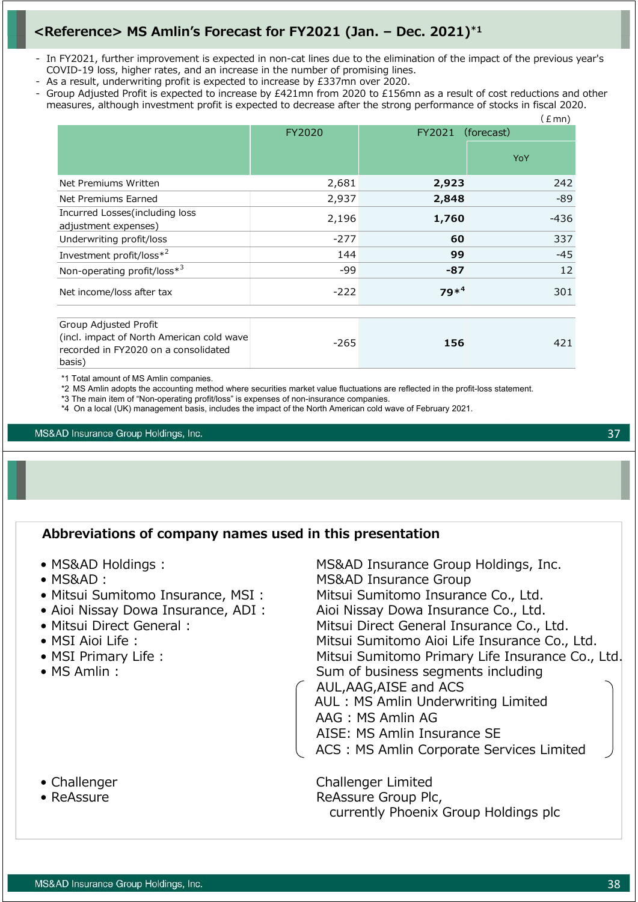## <Reference> MS Amlin's Forecast for FY2021 (Jan. – Dec. 2021)*1

- In FY2021, further improvement is expected in non-cat lines due to the elimination of the impact of the previous year's COVID-19 loss, higher rates, and an increase in the number of promising lines.
- As a result, underwriting profit is expected to increase by £337mn over 2020.
- Group Adjusted Profit is expected to increase by £421mn from 2020 to £156mn as a result of cost reductions and other measures, although investment profit is expected to decrease after the strong performance of stocks in fiscal 2020.

(£mn)

| | FY2020 | FY2021 (forecast) | |
|---|---|---|---|
| | | | YoY |
| Net Premiums Written | 2,681 | **2,923** | 242 |
| Net Premiums Earned | 2,937 | **2,848** | -89 |
| Incurred Losses(including loss adjustment expenses) | 2,196 | **1,760** | -436 |
| Underwriting profit/loss | -277 | **60** | 337 |
| Investment profit/loss*2 | 144 | **99** | -45 |
| Non-operating profit/loss*3 | -99 | **-87** | 12 |
| Net income/loss after tax | -222 | **79*4** | 301 |
| Group Adjusted Profit (incl. impact of North American cold wave recorded in FY2020 on a consolidated basis) | -265 | **156** | 421 |

*1 Total amount of MS Amlin companies.
*2 MS Amlin adopts the accounting method where securities market value fluctuations are reflected in the profit-loss statement.
*3 The main item of "Non-operating profit/loss" is expenses of non-insurance companies.
*4 On a local (UK) management basis, includes the impact of the North American cold wave of February 2021.

## Abbreviations of company names used in this presentation

- MS&AD Holdings : MS&AD Insurance Group Holdings, Inc.
- MS&AD : MS&AD Insurance Group
- Mitsui Sumitomo Insurance, MSI : Mitsui Sumitomo Insurance Co., Ltd.
- Aioi Nissay Dowa Insurance, ADI : Aioi Nissay Dowa Insurance Co., Ltd.
- Mitsui Direct General : Mitsui Direct General Insurance Co., Ltd.
- MSI Aioi Life : Mitsui Sumitomo Aioi Life Insurance Co., Ltd.
- MSI Primary Life : Mitsui Sumitomo Primary Life Insurance Co., Ltd.
- MS Amlin : Sum of business segments including AUL,AAG,AISE and ACS
  - AUL : MS Amlin Underwriting Limited
  - AAG : MS Amlin AG
  - AISE: MS Amlin Insurance SE
  - ACS : MS Amlin Corporate Services Limited
- Challenger : Challenger Limited
- ReAssure : ReAssure Group Plc, currently Phoenix Group Holdings plc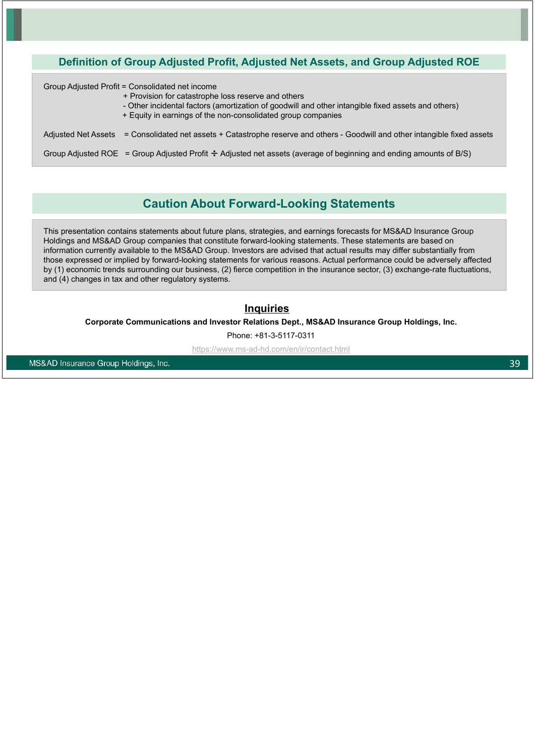## Definition of Group Adjusted Profit, Adjusted Net Assets, and Group Adjusted ROE

Group Adjusted Profit = Consolidated net income
+ Provision for catastrophe loss reserve and others
- Other incidental factors (amortization of goodwill and other intangible fixed assets and others)
+ Equity in earnings of the non-consolidated group companies

Adjusted Net Assets = Consolidated net assets + Catastrophe reserve and others - Goodwill and other intangible fixed assets

Group Adjusted ROE = Group Adjusted Profit ÷ Adjusted net assets (average of beginning and ending amounts of B/S)

## Caution About Forward-Looking Statements

This presentation contains statements about future plans, strategies, and earnings forecasts for MS&AD Insurance Group Holdings and MS&AD Group companies that constitute forward-looking statements. These statements are based on information currently available to the MS&AD Group. Investors are advised that actual results may differ substantially from those expressed or implied by forward-looking statements for various reasons. Actual performance could be adversely affected by (1) economic trends surrounding our business, (2) fierce competition in the insurance sector, (3) exchange-rate fluctuations, and (4) changes in tax and other regulatory systems.

### Inquiries

**Corporate Communications and Investor Relations Dept., MS&AD Insurance Group Holdings, Inc.**

Phone: +81-3-5117-0311

https://www.ms-ad-hd.com/en/ir/contact.html